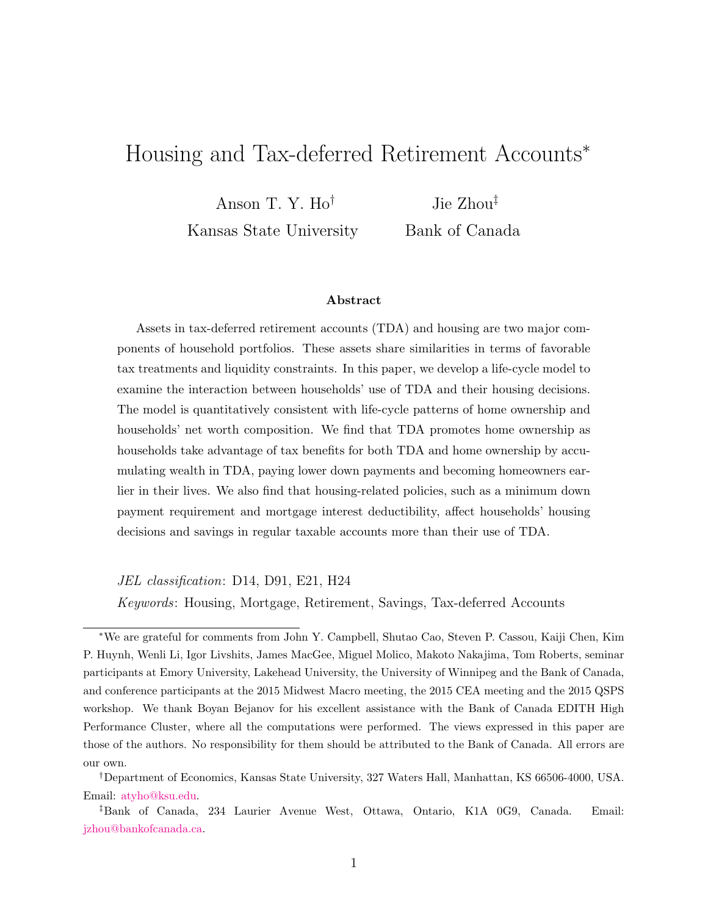# Housing and Tax-deferred Retirement Accounts*

Anson T. Y. Ho† — Kansas State University

Jie Zhou‡ — Bank of Canada

### Abstract

Assets in tax-deferred retirement accounts (TDA) and housing are two major components of household portfolios. These assets share similarities in terms of favorable tax treatments and liquidity constraints. In this paper, we develop a life-cycle model to examine the interaction between households' use of TDA and their housing decisions. The model is quantitatively consistent with life-cycle patterns of home ownership and households' net worth composition. We find that TDA promotes home ownership as households take advantage of tax benefits for both TDA and home ownership by accumulating wealth in TDA, paying lower down payments and becoming homeowners earlier in their lives. We also find that housing-related policies, such as a minimum down payment requirement and mortgage interest deductibility, affect households' housing decisions and savings in regular taxable accounts more than their use of TDA.

*JEL classification*: D14, D91, E21, H24

*Keywords*: Housing, Mortgage, Retirement, Savings, Tax-deferred Accounts

---

*We are grateful for comments from John Y. Campbell, Shutao Cao, Steven P. Cassou, Kaiji Chen, Kim P. Huynh, Wenli Li, Igor Livshits, James MacGee, Miguel Molico, Makoto Nakajima, Tom Roberts, seminar participants at Emory University, Lakehead University, the University of Winnipeg and the Bank of Canada, and conference participants at the 2015 Midwest Macro meeting, the 2015 CEA meeting and the 2015 QSPS workshop. We thank Boyan Bejanov for his excellent assistance with the Bank of Canada EDITH High Performance Cluster, where all the computations were performed. The views expressed in this paper are those of the authors. No responsibility for them should be attributed to the Bank of Canada. All errors are our own.

†Department of Economics, Kansas State University, 327 Waters Hall, Manhattan, KS 66506-4000, USA. Email: atyho@ksu.edu.

‡Bank of Canada, 234 Laurier Avenue West, Ottawa, Ontario, K1A 0G9, Canada. Email: jzhou@bankofcanada.ca.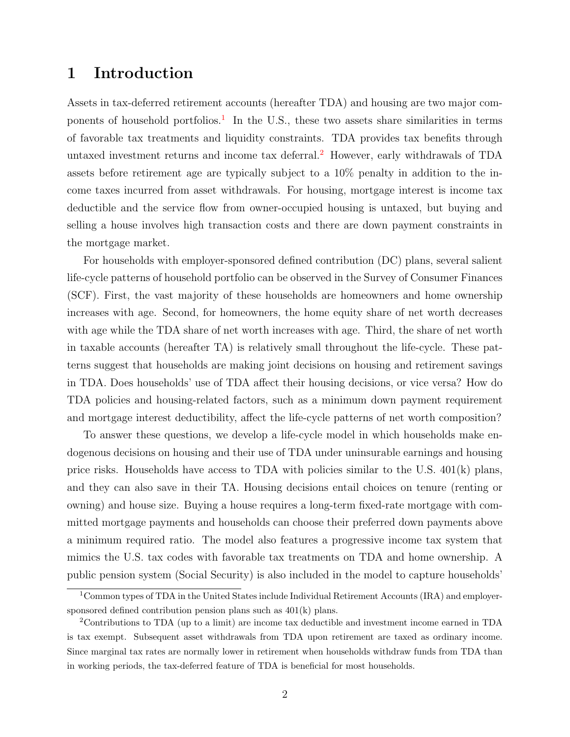# 1 Introduction

Assets in tax-deferred retirement accounts (hereafter TDA) and housing are two major components of household portfolios.[1] In the U.S., these two assets share similarities in terms of favorable tax treatments and liquidity constraints. TDA provides tax benefits through untaxed investment returns and income tax deferral.[2] However, early withdrawals of TDA assets before retirement age are typically subject to a 10% penalty in addition to the income taxes incurred from asset withdrawals. For housing, mortgage interest is income tax deductible and the service flow from owner-occupied housing is untaxed, but buying and selling a house involves high transaction costs and there are down payment constraints in the mortgage market.

For households with employer-sponsored defined contribution (DC) plans, several salient life-cycle patterns of household portfolio can be observed in the Survey of Consumer Finances (SCF). First, the vast majority of these households are homeowners and home ownership increases with age. Second, for homeowners, the home equity share of net worth decreases with age while the TDA share of net worth increases with age. Third, the share of net worth in taxable accounts (hereafter TA) is relatively small throughout the life-cycle. These patterns suggest that households are making joint decisions on housing and retirement savings in TDA. Does households' use of TDA affect their housing decisions, or vice versa? How do TDA policies and housing-related factors, such as a minimum down payment requirement and mortgage interest deductibility, affect the life-cycle patterns of net worth composition?

To answer these questions, we develop a life-cycle model in which households make endogenous decisions on housing and their use of TDA under uninsurable earnings and housing price risks. Households have access to TDA with policies similar to the U.S. 401(k) plans, and they can also save in their TA. Housing decisions entail choices on tenure (renting or owning) and house size. Buying a house requires a long-term fixed-rate mortgage with committed mortgage payments and households can choose their preferred down payments above a minimum required ratio. The model also features a progressive income tax system that mimics the U.S. tax codes with favorable tax treatments on TDA and home ownership. A public pension system (Social Security) is also included in the model to capture households'

[1] Common types of TDA in the United States include Individual Retirement Accounts (IRA) and employer-sponsored defined contribution pension plans such as 401(k) plans.

[2] Contributions to TDA (up to a limit) are income tax deductible and investment income earned in TDA is tax exempt. Subsequent asset withdrawals from TDA upon retirement are taxed as ordinary income. Since marginal tax rates are normally lower in retirement when households withdraw funds from TDA than in working periods, the tax-deferred feature of TDA is beneficial for most households.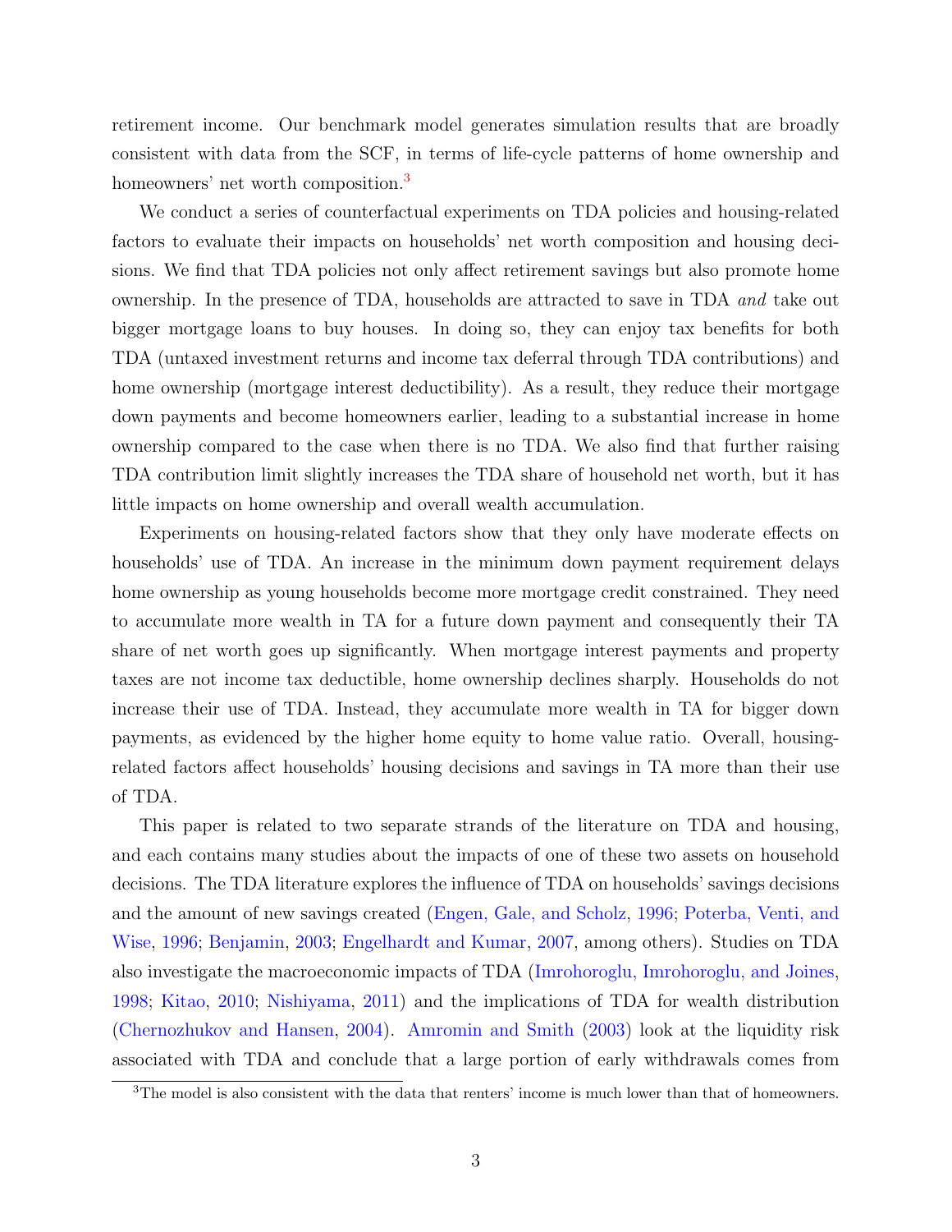retirement income. Our benchmark model generates simulation results that are broadly consistent with data from the SCF, in terms of life-cycle patterns of home ownership and homeowners' net worth composition.[3]

We conduct a series of counterfactual experiments on TDA policies and housing-related factors to evaluate their impacts on households' net worth composition and housing decisions. We find that TDA policies not only affect retirement savings but also promote home ownership. In the presence of TDA, households are attracted to save in TDA *and* take out bigger mortgage loans to buy houses. In doing so, they can enjoy tax benefits for both TDA (untaxed investment returns and income tax deferral through TDA contributions) and home ownership (mortgage interest deductibility). As a result, they reduce their mortgage down payments and become homeowners earlier, leading to a substantial increase in home ownership compared to the case when there is no TDA. We also find that further raising TDA contribution limit slightly increases the TDA share of household net worth, but it has little impacts on home ownership and overall wealth accumulation.

Experiments on housing-related factors show that they only have moderate effects on households' use of TDA. An increase in the minimum down payment requirement delays home ownership as young households become more mortgage credit constrained. They need to accumulate more wealth in TA for a future down payment and consequently their TA share of net worth goes up significantly. When mortgage interest payments and property taxes are not income tax deductible, home ownership declines sharply. Households do not increase their use of TDA. Instead, they accumulate more wealth in TA for bigger down payments, as evidenced by the higher home equity to home value ratio. Overall, housing-related factors affect households' housing decisions and savings in TA more than their use of TDA.

This paper is related to two separate strands of the literature on TDA and housing, and each contains many studies about the impacts of one of these two assets on household decisions. The TDA literature explores the influence of TDA on households' savings decisions and the amount of new savings created (Engen, Gale, and Scholz, 1996; Poterba, Venti, and Wise, 1996; Benjamin, 2003; Engelhardt and Kumar, 2007, among others). Studies on TDA also investigate the macroeconomic impacts of TDA (Imrohoroglu, Imrohoroglu, and Joines, 1998; Kitao, 2010; Nishiyama, 2011) and the implications of TDA for wealth distribution (Chernozhukov and Hansen, 2004). Amromin and Smith (2003) look at the liquidity risk associated with TDA and conclude that a large portion of early withdrawals comes from

[3] The model is also consistent with the data that renters' income is much lower than that of homeowners.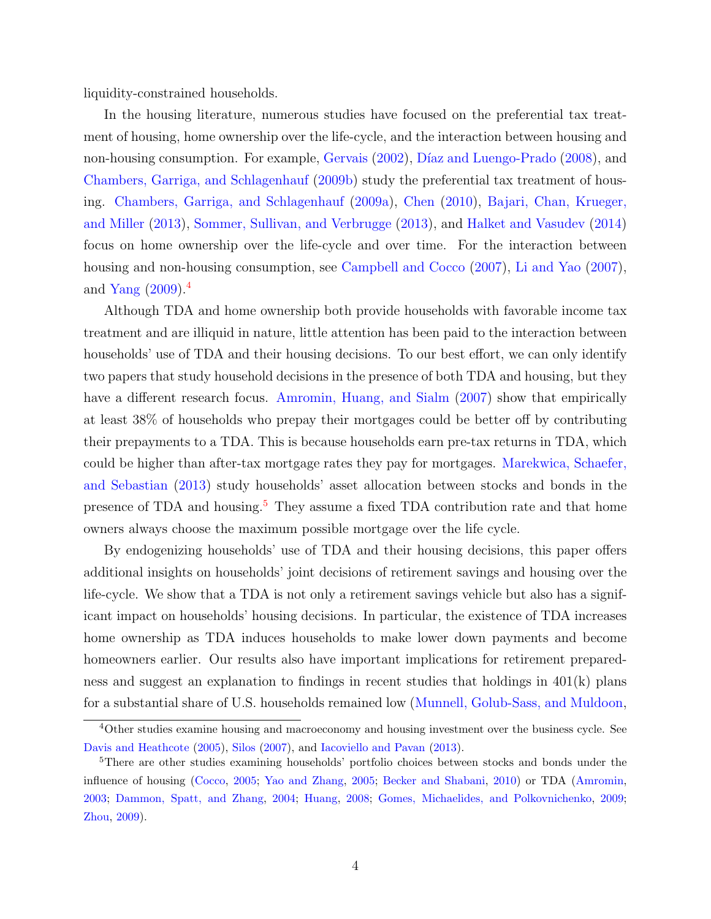liquidity-constrained households.

In the housing literature, numerous studies have focused on the preferential tax treatment of housing, home ownership over the life-cycle, and the interaction between housing and non-housing consumption. For example, Gervais (2002), Díaz and Luengo-Prado (2008), and Chambers, Garriga, and Schlagenhauf (2009b) study the preferential tax treatment of housing. Chambers, Garriga, and Schlagenhauf (2009a), Chen (2010), Bajari, Chan, Krueger, and Miller (2013), Sommer, Sullivan, and Verbrugge (2013), and Halket and Vasudev (2014) focus on home ownership over the life-cycle and over time. For the interaction between housing and non-housing consumption, see Campbell and Cocco (2007), Li and Yao (2007), and Yang (2009).[4]

Although TDA and home ownership both provide households with favorable income tax treatment and are illiquid in nature, little attention has been paid to the interaction between households' use of TDA and their housing decisions. To our best effort, we can only identify two papers that study household decisions in the presence of both TDA and housing, but they have a different research focus. Amromin, Huang, and Sialm (2007) show that empirically at least 38% of households who prepay their mortgages could be better off by contributing their prepayments to a TDA. This is because households earn pre-tax returns in TDA, which could be higher than after-tax mortgage rates they pay for mortgages. Marekwica, Schaefer, and Sebastian (2013) study households' asset allocation between stocks and bonds in the presence of TDA and housing.[5] They assume a fixed TDA contribution rate and that home owners always choose the maximum possible mortgage over the life cycle.

By endogenizing households' use of TDA and their housing decisions, this paper offers additional insights on households' joint decisions of retirement savings and housing over the life-cycle. We show that a TDA is not only a retirement savings vehicle but also has a significant impact on households' housing decisions. In particular, the existence of TDA increases home ownership as TDA induces households to make lower down payments and become homeowners earlier. Our results also have important implications for retirement preparedness and suggest an explanation to findings in recent studies that holdings in 401(k) plans for a substantial share of U.S. households remained low (Munnell, Golub-Sass, and Muldoon,

[4] Other studies examine housing and macroeconomy and housing investment over the business cycle. See Davis and Heathcote (2005), Silos (2007), and Iacoviello and Pavan (2013).

[5] There are other studies examining households' portfolio choices between stocks and bonds under the influence of housing (Cocco, 2005; Yao and Zhang, 2005; Becker and Shabani, 2010) or TDA (Amromin, 2003; Dammon, Spatt, and Zhang, 2004; Huang, 2008; Gomes, Michaelides, and Polkovnichenko, 2009; Zhou, 2009).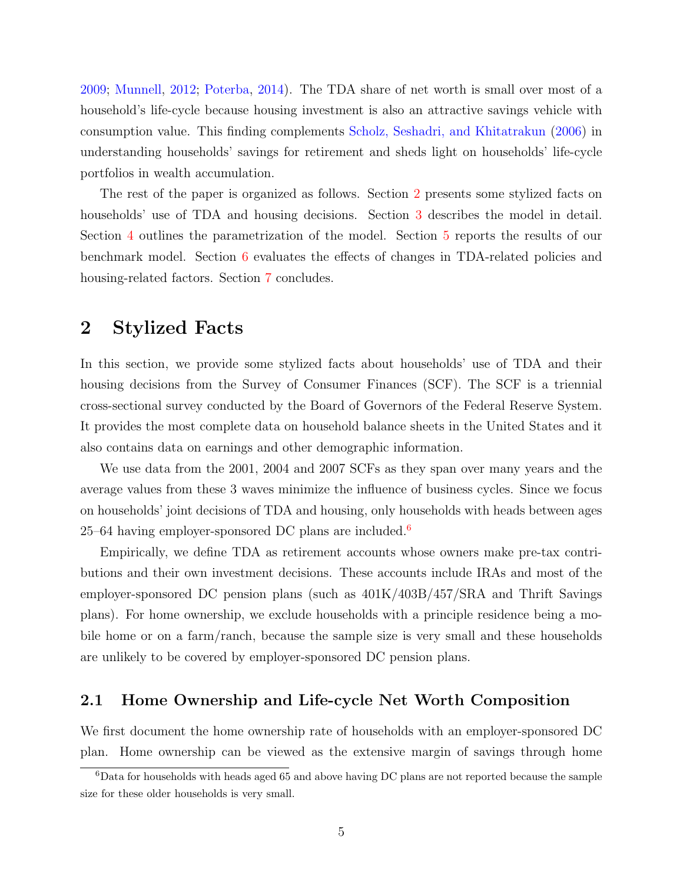2009; Munnell, 2012; Poterba, 2014). The TDA share of net worth is small over most of a household's life-cycle because housing investment is also an attractive savings vehicle with consumption value. This finding complements Scholz, Seshadri, and Khitatrakun (2006) in understanding households' savings for retirement and sheds light on households' life-cycle portfolios in wealth accumulation.

The rest of the paper is organized as follows. Section 2 presents some stylized facts on households' use of TDA and housing decisions. Section 3 describes the model in detail. Section 4 outlines the parametrization of the model. Section 5 reports the results of our benchmark model. Section 6 evaluates the effects of changes in TDA-related policies and housing-related factors. Section 7 concludes.

# 2 Stylized Facts

In this section, we provide some stylized facts about households' use of TDA and their housing decisions from the Survey of Consumer Finances (SCF). The SCF is a triennial cross-sectional survey conducted by the Board of Governors of the Federal Reserve System. It provides the most complete data on household balance sheets in the United States and it also contains data on earnings and other demographic information.

We use data from the 2001, 2004 and 2007 SCFs as they span over many years and the average values from these 3 waves minimize the influence of business cycles. Since we focus on households' joint decisions of TDA and housing, only households with heads between ages 25–64 having employer-sponsored DC plans are included.[6]

Empirically, we define TDA as retirement accounts whose owners make pre-tax contributions and their own investment decisions. These accounts include IRAs and most of the employer-sponsored DC pension plans (such as 401K/403B/457/SRA and Thrift Savings plans). For home ownership, we exclude households with a principle residence being a mobile home or on a farm/ranch, because the sample size is very small and these households are unlikely to be covered by employer-sponsored DC pension plans.

## 2.1 Home Ownership and Life-cycle Net Worth Composition

We first document the home ownership rate of households with an employer-sponsored DC plan. Home ownership can be viewed as the extensive margin of savings through home

[6] Data for households with heads aged 65 and above having DC plans are not reported because the sample size for these older households is very small.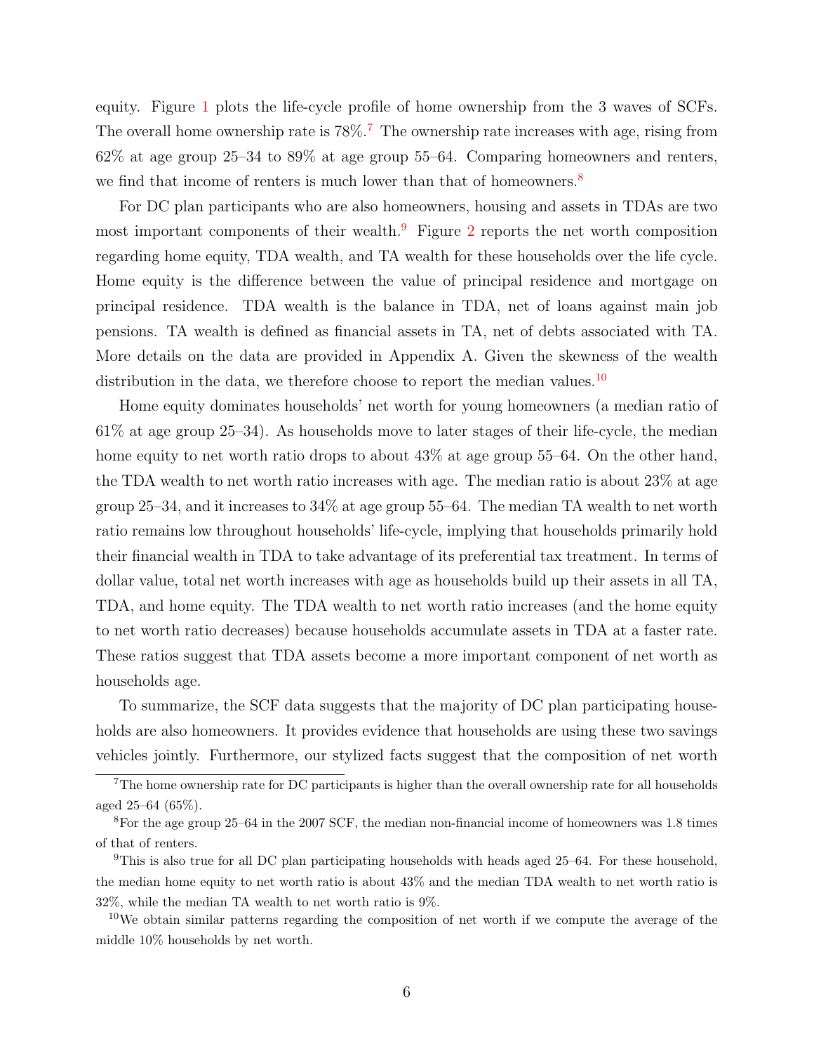equity. Figure 1 plots the life-cycle profile of home ownership from the 3 waves of SCFs. The overall home ownership rate is 78%.[7] The ownership rate increases with age, rising from 62% at age group 25–34 to 89% at age group 55–64. Comparing homeowners and renters, we find that income of renters is much lower than that of homeowners.[8]

For DC plan participants who are also homeowners, housing and assets in TDAs are two most important components of their wealth.[9] Figure 2 reports the net worth composition regarding home equity, TDA wealth, and TA wealth for these households over the life cycle. Home equity is the difference between the value of principal residence and mortgage on principal residence. TDA wealth is the balance in TDA, net of loans against main job pensions. TA wealth is defined as financial assets in TA, net of debts associated with TA. More details on the data are provided in Appendix A. Given the skewness of the wealth distribution in the data, we therefore choose to report the median values.[10]

Home equity dominates households' net worth for young homeowners (a median ratio of 61% at age group 25–34). As households move to later stages of their life-cycle, the median home equity to net worth ratio drops to about 43% at age group 55–64. On the other hand, the TDA wealth to net worth ratio increases with age. The median ratio is about 23% at age group 25–34, and it increases to 34% at age group 55–64. The median TA wealth to net worth ratio remains low throughout households' life-cycle, implying that households primarily hold their financial wealth in TDA to take advantage of its preferential tax treatment. In terms of dollar value, total net worth increases with age as households build up their assets in all TA, TDA, and home equity. The TDA wealth to net worth ratio increases (and the home equity to net worth ratio decreases) because households accumulate assets in TDA at a faster rate. These ratios suggest that TDA assets become a more important component of net worth as households age.

To summarize, the SCF data suggests that the majority of DC plan participating households are also homeowners. It provides evidence that households are using these two savings vehicles jointly. Furthermore, our stylized facts suggest that the composition of net worth

---

[7] The home ownership rate for DC participants is higher than the overall ownership rate for all households aged 25–64 (65%).

[8] For the age group 25–64 in the 2007 SCF, the median non-financial income of homeowners was 1.8 times of that of renters.

[9] This is also true for all DC plan participating households with heads aged 25–64. For these household, the median home equity to net worth ratio is about 43% and the median TDA wealth to net worth ratio is 32%, while the median TA wealth to net worth ratio is 9%.

[10] We obtain similar patterns regarding the composition of net worth if we compute the average of the middle 10% households by net worth.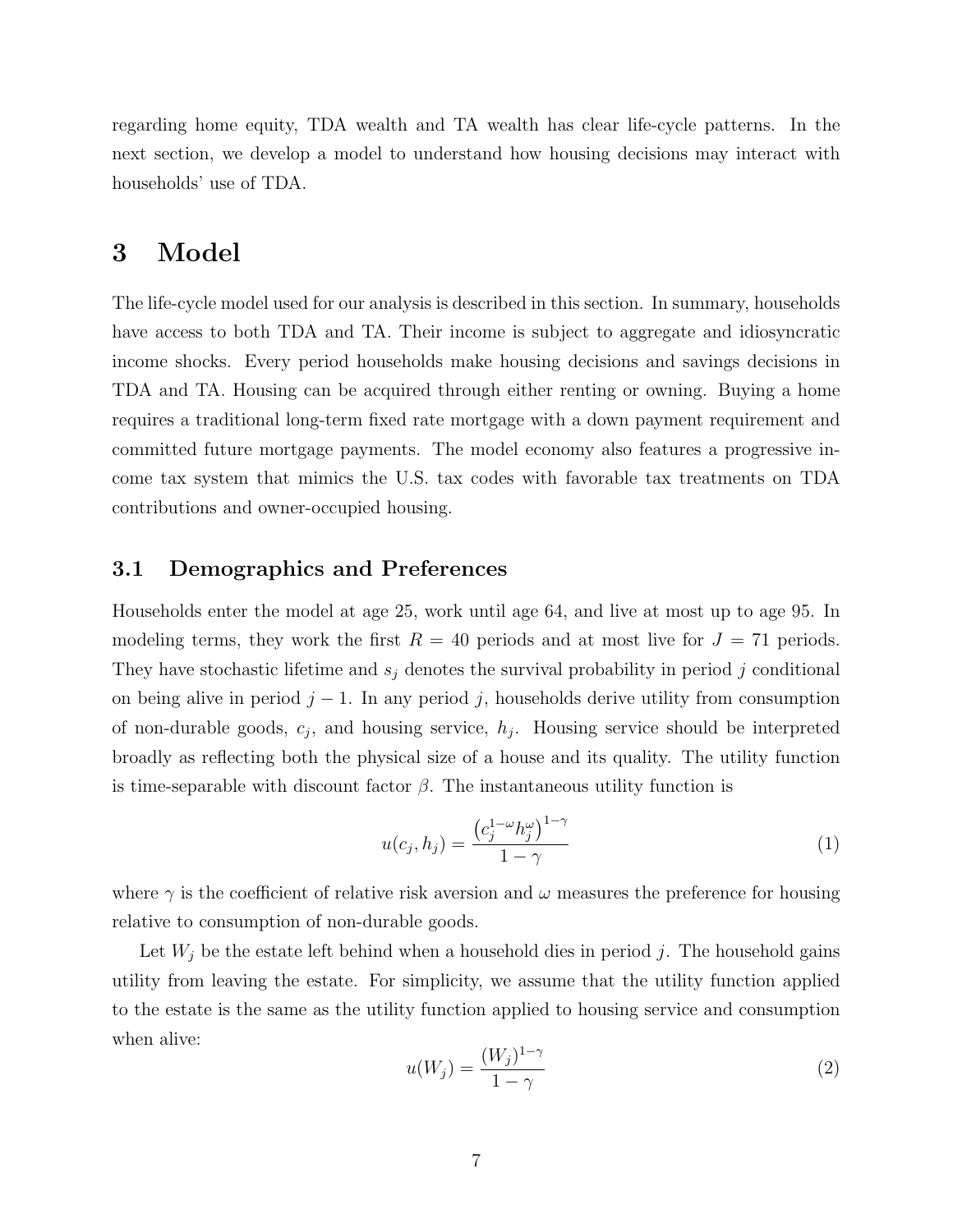regarding home equity, TDA wealth and TA wealth has clear life-cycle patterns. In the next section, we develop a model to understand how housing decisions may interact with households' use of TDA.

# 3 Model

The life-cycle model used for our analysis is described in this section. In summary, households have access to both TDA and TA. Their income is subject to aggregate and idiosyncratic income shocks. Every period households make housing decisions and savings decisions in TDA and TA. Housing can be acquired through either renting or owning. Buying a home requires a traditional long-term fixed rate mortgage with a down payment requirement and committed future mortgage payments. The model economy also features a progressive income tax system that mimics the U.S. tax codes with favorable tax treatments on TDA contributions and owner-occupied housing.

## 3.1 Demographics and Preferences

Households enter the model at age 25, work until age 64, and live at most up to age 95. In modeling terms, they work the first $R = 40$ periods and at most live for $J = 71$ periods. They have stochastic lifetime and $s_j$ denotes the survival probability in period $j$ conditional on being alive in period $j-1$. In any period $j$, households derive utility from consumption of non-durable goods, $c_j$, and housing service, $h_j$. Housing service should be interpreted broadly as reflecting both the physical size of a house and its quality. The utility function is time-separable with discount factor $\beta$. The instantaneous utility function is

$$u(c_j, h_j) = \frac{\left(c_j^{1-\omega} h_j^{\omega}\right)^{1-\gamma}}{1-\gamma} \tag{1}$$

where $\gamma$ is the coefficient of relative risk aversion and $\omega$ measures the preference for housing relative to consumption of non-durable goods.

Let $W_j$ be the estate left behind when a household dies in period $j$. The household gains utility from leaving the estate. For simplicity, we assume that the utility function applied to the estate is the same as the utility function applied to housing service and consumption when alive:

$$u(W_j) = \frac{(W_j)^{1-\gamma}}{1-\gamma} \tag{2}$$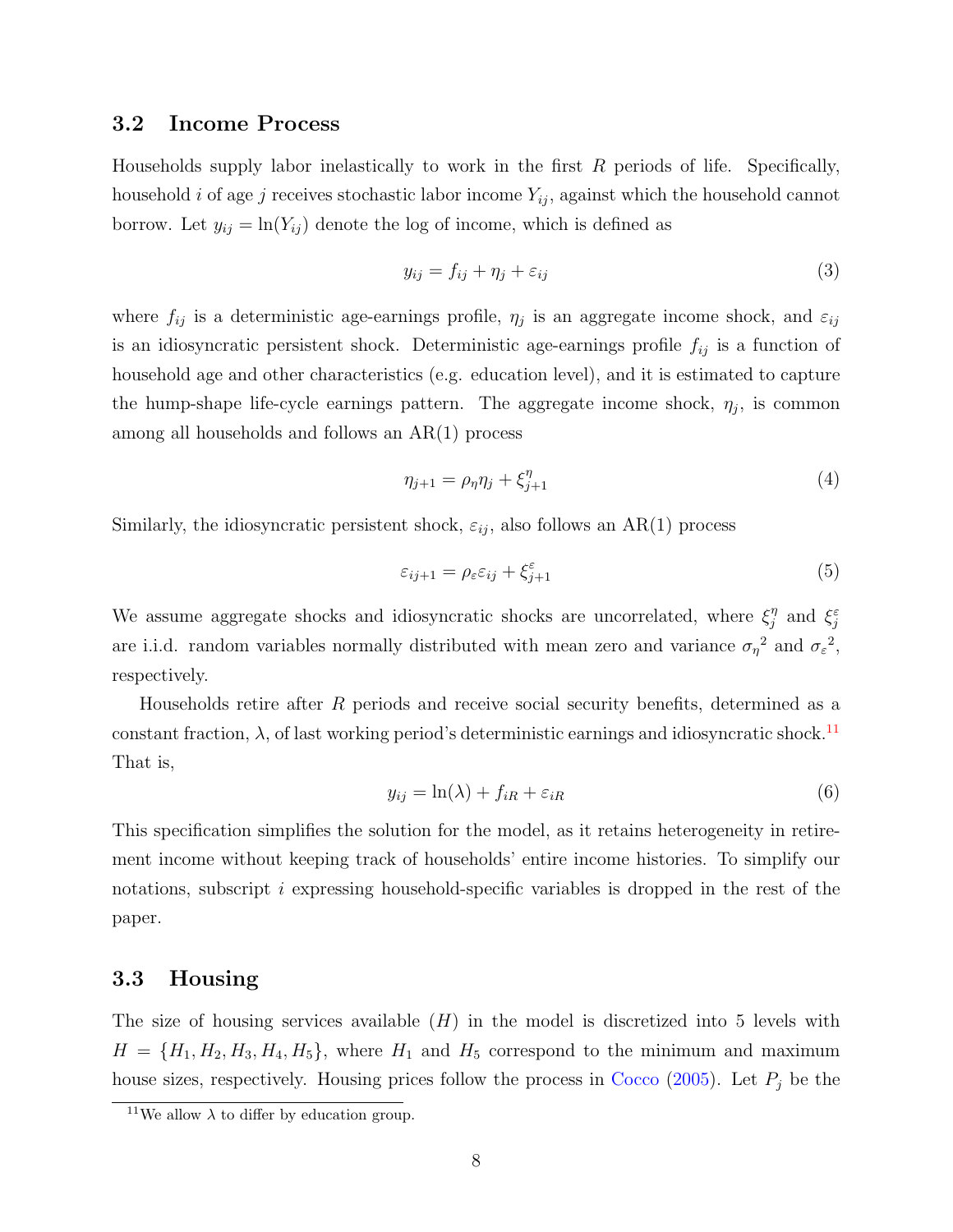### 3.2 Income Process

Households supply labor inelastically to work in the first $R$ periods of life. Specifically, household $i$ of age $j$ receives stochastic labor income $Y_{ij}$, against which the household cannot borrow. Let $y_{ij} = \ln(Y_{ij})$ denote the log of income, which is defined as

$$y_{ij} = f_{ij} + \eta_j + \varepsilon_{ij} \tag{3}$$

where $f_{ij}$ is a deterministic age-earnings profile, $\eta_j$ is an aggregate income shock, and $\varepsilon_{ij}$ is an idiosyncratic persistent shock. Deterministic age-earnings profile $f_{ij}$ is a function of household age and other characteristics (e.g. education level), and it is estimated to capture the hump-shape life-cycle earnings pattern. The aggregate income shock, $\eta_j$, is common among all households and follows an AR(1) process

$$\eta_{j+1} = \rho_\eta \eta_j + \xi^\eta_{j+1} \tag{4}$$

Similarly, the idiosyncratic persistent shock, $\varepsilon_{ij}$, also follows an AR(1) process

$$\varepsilon_{ij+1} = \rho_\varepsilon \varepsilon_{ij} + \xi^\varepsilon_{j+1} \tag{5}$$

We assume aggregate shocks and idiosyncratic shocks are uncorrelated, where $\xi^\eta_j$ and $\xi^\varepsilon_j$ are i.i.d. random variables normally distributed with mean zero and variance ${\sigma_\eta}^2$ and ${\sigma_\varepsilon}^2$, respectively.

Households retire after $R$ periods and receive social security benefits, determined as a constant fraction, $\lambda$, of last working period's deterministic earnings and idiosyncratic shock.[11] That is,

$$y_{ij} = \ln(\lambda) + f_{iR} + \varepsilon_{iR} \tag{6}$$

This specification simplifies the solution for the model, as it retains heterogeneity in retirement income without keeping track of households' entire income histories. To simplify our notations, subscript $i$ expressing household-specific variables is dropped in the rest of the paper.

### 3.3 Housing

The size of housing services available ($H$) in the model is discretized into 5 levels with $H = \{H_1, H_2, H_3, H_4, H_5\}$, where $H_1$ and $H_5$ correspond to the minimum and maximum house sizes, respectively. Housing prices follow the process in Cocco (2005). Let $P_j$ be the

[11] We allow $\lambda$ to differ by education group.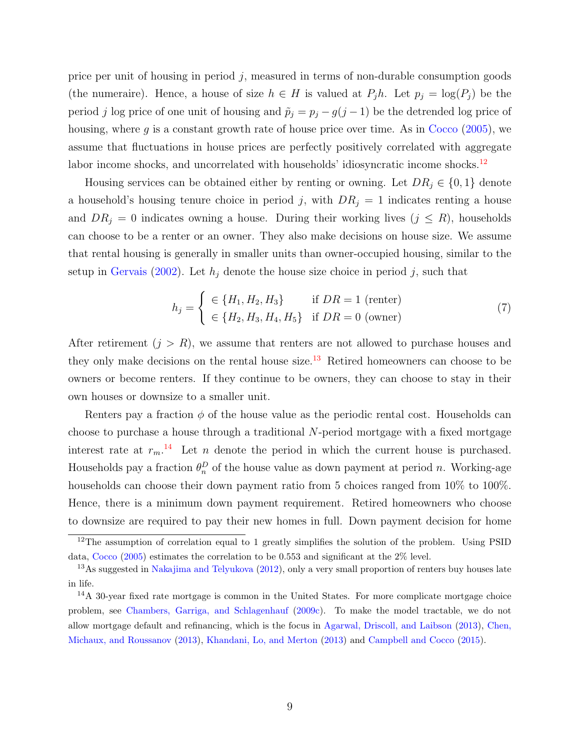price per unit of housing in period $j$, measured in terms of non-durable consumption goods (the numeraire). Hence, a house of size $h \in H$ is valued at $P_j h$. Let $p_j = \log(P_j)$ be the period $j$ log price of one unit of housing and $\tilde{p}_j = p_j - g(j-1)$ be the detrended log price of housing, where $g$ is a constant growth rate of house price over time. As in Cocco (2005), we assume that fluctuations in house prices are perfectly positively correlated with aggregate labor income shocks, and uncorrelated with households' idiosyncratic income shocks.[12]

Housing services can be obtained either by renting or owning. Let $DR_j \in \{0, 1\}$ denote a household's housing tenure choice in period $j$, with $DR_j = 1$ indicates renting a house and $DR_j = 0$ indicates owning a house. During their working lives ($j \leq R$), households can choose to be a renter or an owner. They also make decisions on house size. We assume that rental housing is generally in smaller units than owner-occupied housing, similar to the setup in Gervais (2002). Let $h_j$ denote the house size choice in period $j$, such that

$$h_j = \begin{cases} \in \{H_1, H_2, H_3\} & \text{if } DR = 1 \text{ (renter)} \\ \in \{H_2, H_3, H_4, H_5\} & \text{if } DR = 0 \text{ (owner)} \end{cases} \tag{7}$$

After retirement ($j > R$), we assume that renters are not allowed to purchase houses and they only make decisions on the rental house size.[13] Retired homeowners can choose to be owners or become renters. If they continue to be owners, they can choose to stay in their own houses or downsize to a smaller unit.

Renters pay a fraction $\phi$ of the house value as the periodic rental cost. Households can choose to purchase a house through a traditional $N$-period mortgage with a fixed mortgage interest rate at $r_m$.[14] Let $n$ denote the period in which the current house is purchased. Households pay a fraction $\theta_n^D$ of the house value as down payment at period $n$. Working-age households can choose their down payment ratio from 5 choices ranged from 10% to 100%. Hence, there is a minimum down payment requirement. Retired homeowners who choose to downsize are required to pay their new homes in full. Down payment decision for home

---

[12] The assumption of correlation equal to 1 greatly simplifies the solution of the problem. Using PSID data, Cocco (2005) estimates the correlation to be 0.553 and significant at the 2% level.

[13] As suggested in Nakajima and Telyukova (2012), only a very small proportion of renters buy houses late in life.

[14] A 30-year fixed rate mortgage is common in the United States. For more complicate mortgage choice problem, see Chambers, Garriga, and Schlagenhauf (2009c). To make the model tractable, we do not allow mortgage default and refinancing, which is the focus in Agarwal, Driscoll, and Laibson (2013), Chen, Michaux, and Roussanov (2013), Khandani, Lo, and Merton (2013) and Campbell and Cocco (2015).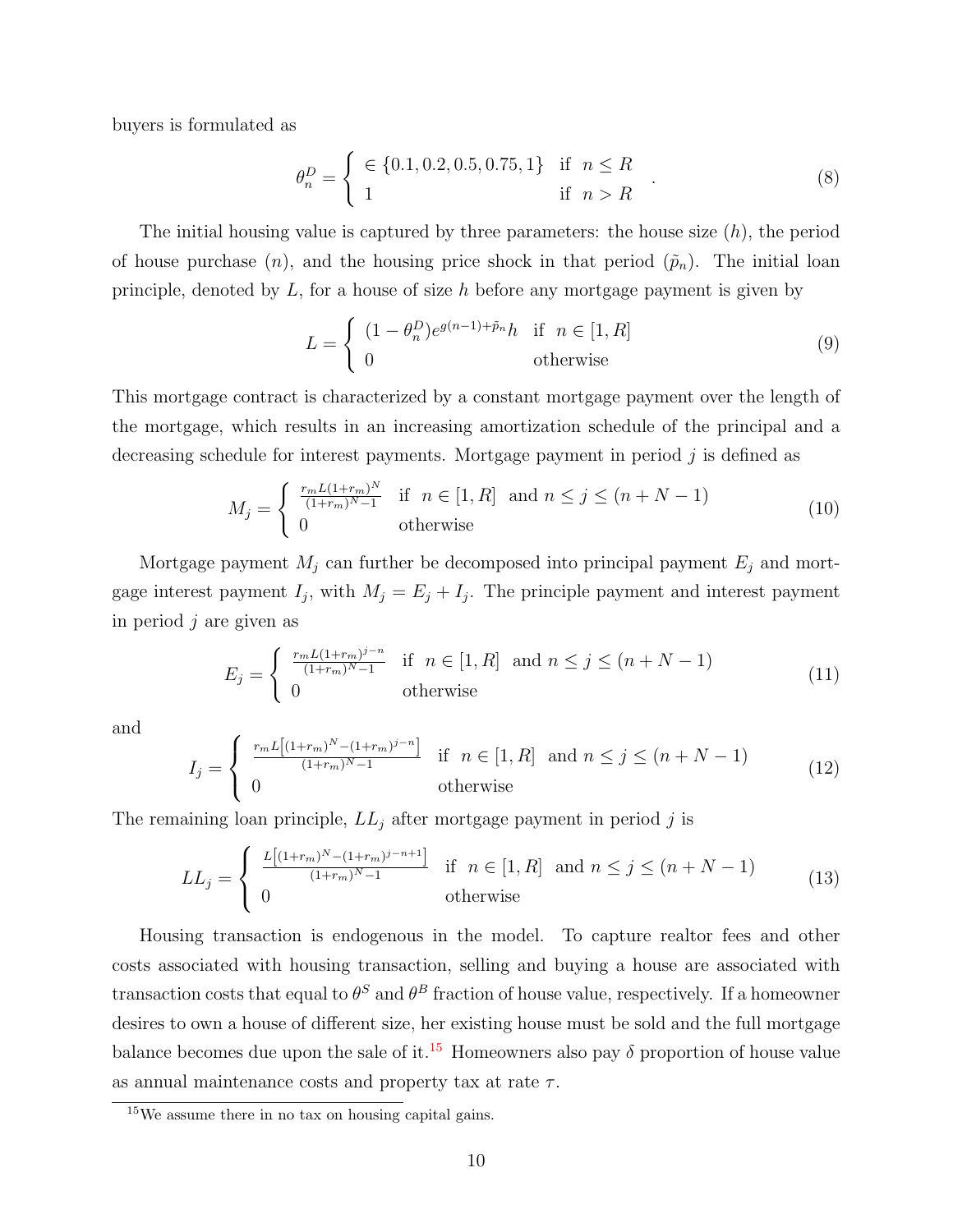buyers is formulated as

$$\theta_n^D = \begin{cases} \in \{0.1, 0.2, 0.5, 0.75, 1\} & \text{if } \ n \leq R \\ 1 & \text{if } \ n > R \end{cases} . \tag{8}$$

The initial housing value is captured by three parameters: the house size ($h$), the period of house purchase ($n$), and the housing price shock in that period ($\tilde{p}_n$). The initial loan principle, denoted by $L$, for a house of size $h$ before any mortgage payment is given by

$$L = \begin{cases} (1-\theta_n^D)e^{g(n-1)+\tilde{p}_n}h & \text{if } \ n \in [1, R] \\ 0 & \text{otherwise} \end{cases} \tag{9}$$

This mortgage contract is characterized by a constant mortgage payment over the length of the mortgage, which results in an increasing amortization schedule of the principal and a decreasing schedule for interest payments. Mortgage payment in period $j$ is defined as

$$M_j = \begin{cases} \frac{r_m L(1+r_m)^N}{(1+r_m)^N - 1} & \text{if } \ n \in [1, R] \ \text{ and } n \leq j \leq (n+N-1) \\ 0 & \text{otherwise} \end{cases} \tag{10}$$

Mortgage payment $M_j$ can further be decomposed into principal payment $E_j$ and mortgage interest payment $I_j$, with $M_j = E_j + I_j$. The principle payment and interest payment in period $j$ are given as

$$E_j = \begin{cases} \frac{r_m L(1+r_m)^{j-n}}{(1+r_m)^N - 1} & \text{if } \ n \in [1, R] \ \text{ and } n \leq j \leq (n+N-1) \\ 0 & \text{otherwise} \end{cases} \tag{11}$$

and

$$I_j = \begin{cases} \frac{r_m L\left[(1+r_m)^N - (1+r_m)^{j-n}\right]}{(1+r_m)^N - 1} & \text{if } \ n \in [1, R] \ \text{ and } n \leq j \leq (n+N-1) \\ 0 & \text{otherwise} \end{cases} \tag{12}$$

The remaining loan principle, $LL_j$ after mortgage payment in period $j$ is

$$LL_j = \begin{cases} \frac{L\left[(1+r_m)^N - (1+r_m)^{j-n+1}\right]}{(1+r_m)^N - 1} & \text{if } \ n \in [1, R] \ \text{ and } n \leq j \leq (n+N-1) \\ 0 & \text{otherwise} \end{cases} \tag{13}$$

Housing transaction is endogenous in the model. To capture realtor fees and other costs associated with housing transaction, selling and buying a house are associated with transaction costs that equal to $\theta^S$ and $\theta^B$ fraction of house value, respectively. If a homeowner desires to own a house of different size, her existing house must be sold and the full mortgage balance becomes due upon the sale of it.[15] Homeowners also pay $\delta$ proportion of house value as annual maintenance costs and property tax at rate $\tau$.

[15] We assume there in no tax on housing capital gains.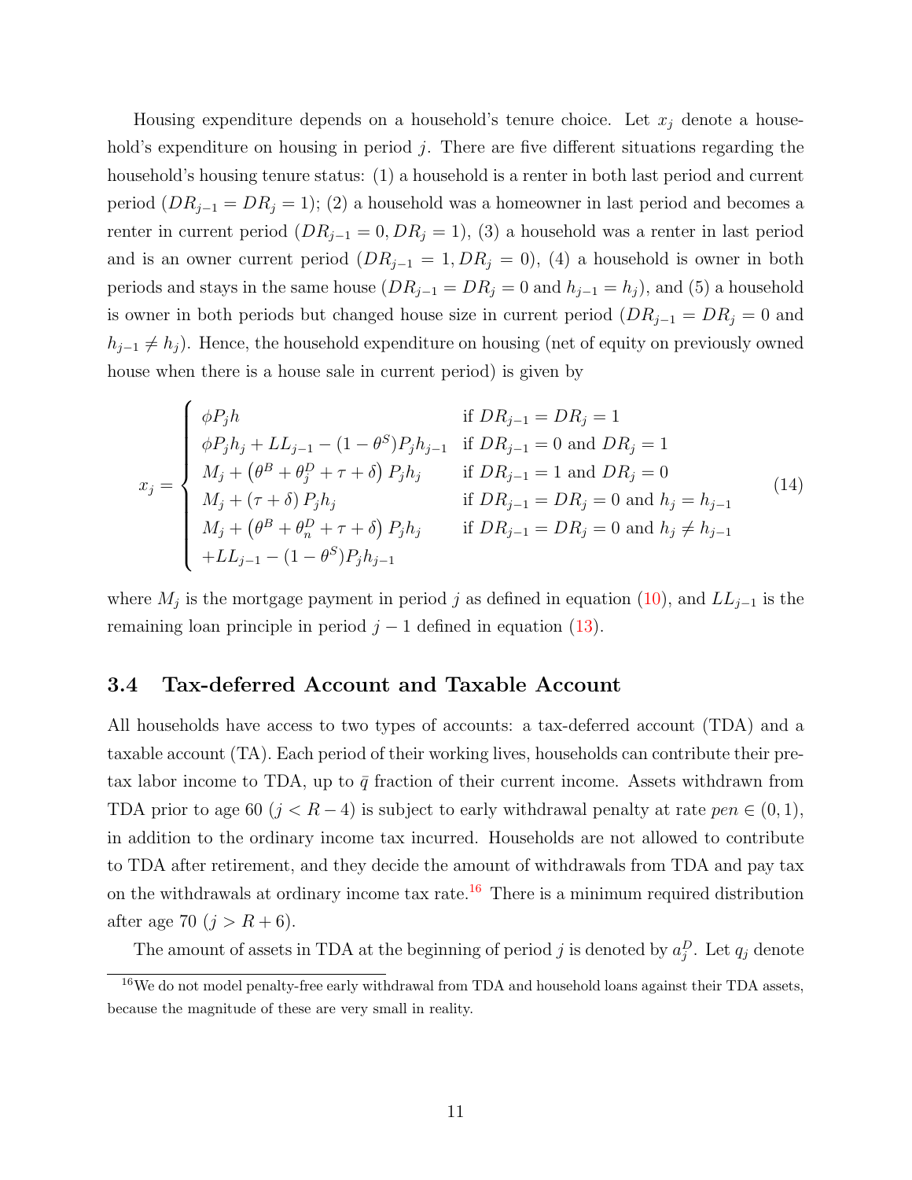Housing expenditure depends on a household's tenure choice. Let $x_j$ denote a household's expenditure on housing in period $j$. There are five different situations regarding the household's housing tenure status: (1) a household is a renter in both last period and current period ($DR_{j-1} = DR_j = 1$); (2) a household was a homeowner in last period and becomes a renter in current period ($DR_{j-1} = 0, DR_j = 1$), (3) a household was a renter in last period and is an owner current period ($DR_{j-1} = 1, DR_j = 0$), (4) a household is owner in both periods and stays in the same house ($DR_{j-1} = DR_j = 0$ and $h_{j-1} = h_j$), and (5) a household is owner in both periods but changed house size in current period ($DR_{j-1} = DR_j = 0$ and $h_{j-1} \neq h_j$). Hence, the household expenditure on housing (net of equity on previously owned house when there is a house sale in current period) is given by

$$x_j = \begin{cases} \phi P_j h & \text{if } DR_{j-1} = DR_j = 1 \\ \phi P_j h_j + LL_{j-1} - (1-\theta^S) P_j h_{j-1} & \text{if } DR_{j-1} = 0 \text{ and } DR_j = 1 \\ M_j + \left(\theta^B + \theta_j^D + \tau + \delta\right) P_j h_j & \text{if } DR_{j-1} = 1 \text{ and } DR_j = 0 \\ M_j + \left(\tau + \delta\right) P_j h_j & \text{if } DR_{j-1} = DR_j = 0 \text{ and } h_j = h_{j-1} \\ M_j + \left(\theta^B + \theta_n^D + \tau + \delta\right) P_j h_j & \text{if } DR_{j-1} = DR_j = 0 \text{ and } h_j \neq h_{j-1} \\ +LL_{j-1} - (1-\theta^S) P_j h_{j-1} & \end{cases} \tag{14}$$

where $M_j$ is the mortgage payment in period $j$ as defined in equation (10), and $LL_{j-1}$ is the remaining loan principle in period $j-1$ defined in equation (13).

### 3.4 Tax-deferred Account and Taxable Account

All households have access to two types of accounts: a tax-deferred account (TDA) and a taxable account (TA). Each period of their working lives, households can contribute their pre-tax labor income to TDA, up to $\bar{q}$ fraction of their current income. Assets withdrawn from TDA prior to age 60 ($j < R-4$) is subject to early withdrawal penalty at rate $pen \in (0,1)$, in addition to the ordinary income tax incurred. Households are not allowed to contribute to TDA after retirement, and they decide the amount of withdrawals from TDA and pay tax on the withdrawals at ordinary income tax rate.[16] There is a minimum required distribution after age 70 ($j > R+6$).

The amount of assets in TDA at the beginning of period $j$ is denoted by $a_j^D$. Let $q_j$ denote

[16] We do not model penalty-free early withdrawal from TDA and household loans against their TDA assets, because the magnitude of these are very small in reality.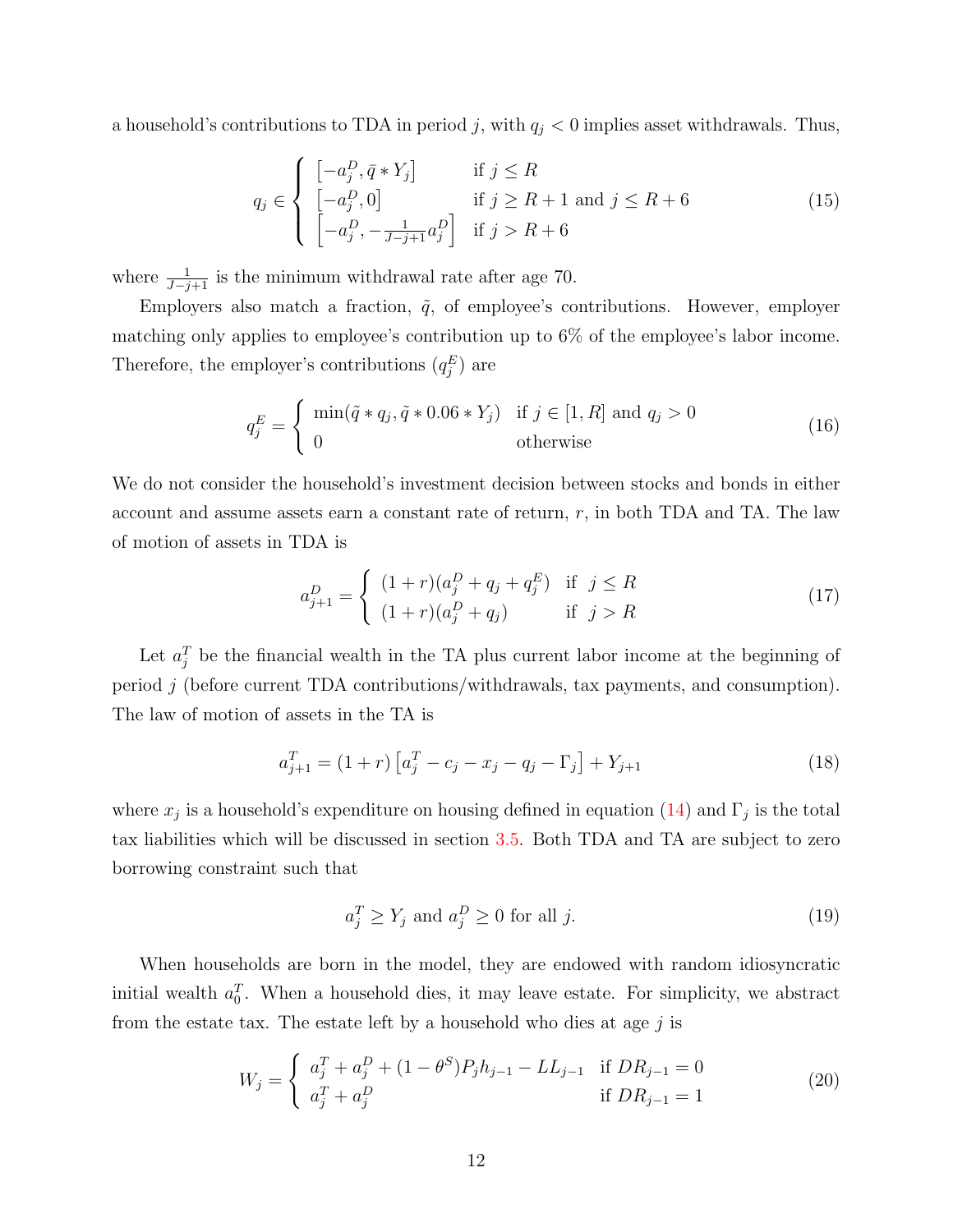a household's contributions to TDA in period $j$, with $q_j < 0$ implies asset withdrawals. Thus,

$$q_j \in \begin{cases} \left[-a_j^D, \bar{q} * Y_j\right] & \text{if } j \leq R \\ \left[-a_j^D, 0\right] & \text{if } j \geq R+1 \text{ and } j \leq R+6 \\ \left[-a_j^D, -\frac{1}{J-j+1} a_j^D\right] & \text{if } j > R+6 \end{cases} \tag{15}$$

where $\frac{1}{J-j+1}$ is the minimum withdrawal rate after age 70.

Employers also match a fraction, $\tilde{q}$, of employee's contributions. However, employer matching only applies to employee's contribution up to 6% of the employee's labor income. Therefore, the employer's contributions ($q_j^E$) are

$$q_j^E = \begin{cases} \min(\tilde{q} * q_j, \tilde{q} * 0.06 * Y_j) & \text{if } j \in [1, R] \text{ and } q_j > 0 \\ 0 & \text{otherwise} \end{cases} \tag{16}$$

We do not consider the household's investment decision between stocks and bonds in either account and assume assets earn a constant rate of return, $r$, in both TDA and TA. The law of motion of assets in TDA is

$$a_{j+1}^D = \begin{cases} (1+r)(a_j^D + q_j + q_j^E) & \text{if } \ j \leq R \\ (1+r)(a_j^D + q_j) & \text{if } \ j > R \end{cases} \tag{17}$$

Let $a_j^T$ be the financial wealth in the TA plus current labor income at the beginning of period $j$ (before current TDA contributions/withdrawals, tax payments, and consumption). The law of motion of assets in the TA is

$$a_{j+1}^T = (1+r)\left[a_j^T - c_j - x_j - q_j - \Gamma_j\right] + Y_{j+1} \tag{18}$$

where $x_j$ is a household's expenditure on housing defined in equation (14) and $\Gamma_j$ is the total tax liabilities which will be discussed in section 3.5. Both TDA and TA are subject to zero borrowing constraint such that

$$a_j^T \geq Y_j \text{ and } a_j^D \geq 0 \text{ for all } j. \tag{19}$$

When households are born in the model, they are endowed with random idiosyncratic initial wealth $a_0^T$. When a household dies, it may leave estate. For simplicity, we abstract from the estate tax. The estate left by a household who dies at age $j$ is

$$W_j = \begin{cases} a_j^T + a_j^D + (1-\theta^S)P_j h_{j-1} - LL_{j-1} & \text{if } DR_{j-1} = 0 \\ a_j^T + a_j^D & \text{if } DR_{j-1} = 1 \end{cases} \tag{20}$$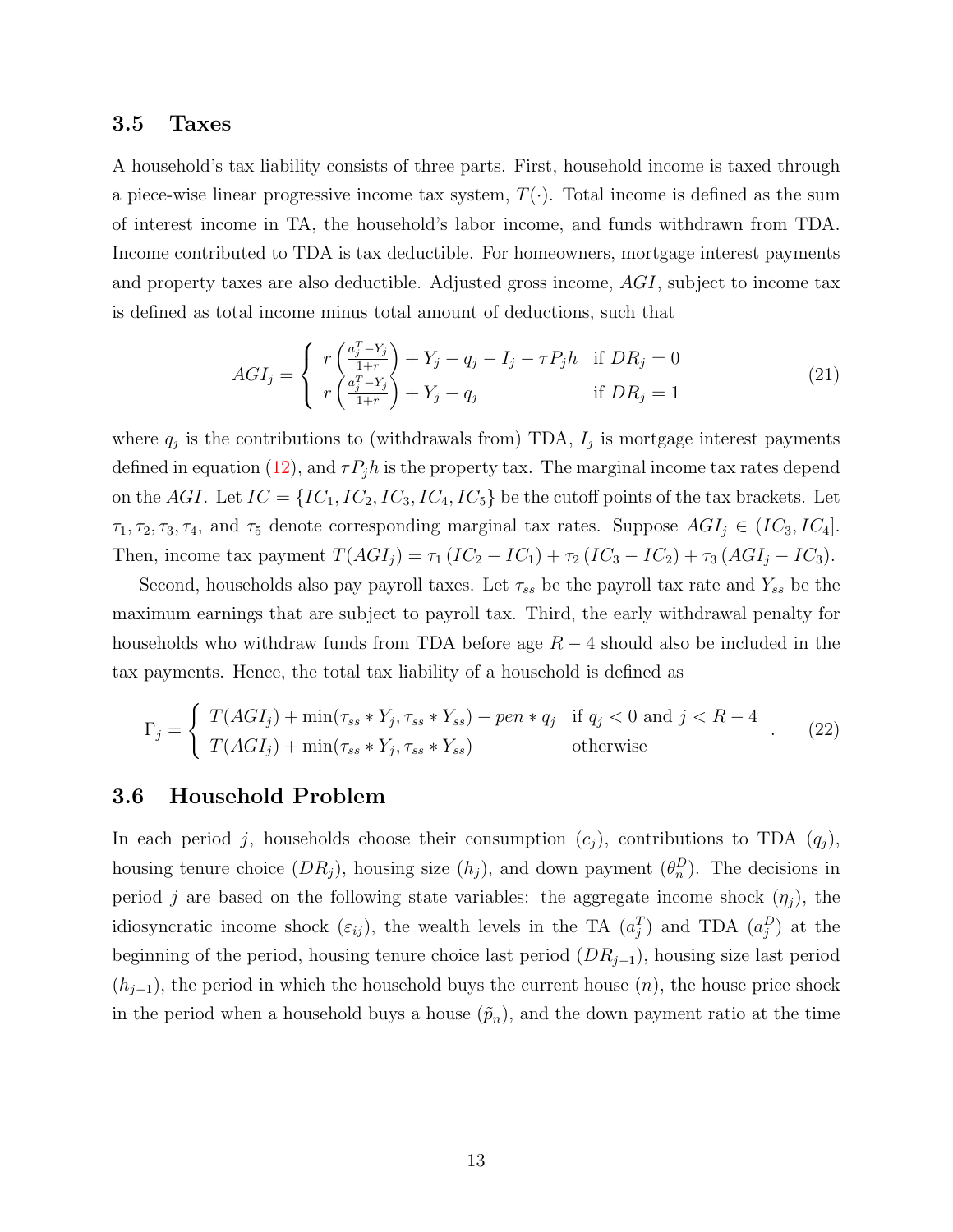## 3.5 Taxes

A household's tax liability consists of three parts. First, household income is taxed through a piece-wise linear progressive income tax system, $T(\cdot)$. Total income is defined as the sum of interest income in TA, the household's labor income, and funds withdrawn from TDA. Income contributed to TDA is tax deductible. For homeowners, mortgage interest payments and property taxes are also deductible. Adjusted gross income, $AGI$, subject to income tax is defined as total income minus total amount of deductions, such that

$$AGI_j = \begin{cases} r\left(\frac{a_j^T - Y_j}{1+r}\right) + Y_j - q_j - I_j - \tau P_j h & \text{if } DR_j = 0 \\ r\left(\frac{a_j^T - Y_j}{1+r}\right) + Y_j - q_j & \text{if } DR_j = 1 \end{cases} \tag{21}$$

where $q_j$ is the contributions to (withdrawals from) TDA, $I_j$ is mortgage interest payments defined in equation (12), and $\tau P_j h$ is the property tax. The marginal income tax rates depend on the $AGI$. Let $IC = \{IC_1, IC_2, IC_3, IC_4, IC_5\}$ be the cutoff points of the tax brackets. Let $\tau_1, \tau_2, \tau_3, \tau_4$, and $\tau_5$ denote corresponding marginal tax rates. Suppose $AGI_j \in (IC_3, IC_4]$. Then, income tax payment $T(AGI_j) = \tau_1 (IC_2 - IC_1) + \tau_2 (IC_3 - IC_2) + \tau_3 (AGI_j - IC_3)$.

Second, households also pay payroll taxes. Let $\tau_{ss}$ be the payroll tax rate and $Y_{ss}$ be the maximum earnings that are subject to payroll tax. Third, the early withdrawal penalty for households who withdraw funds from TDA before age $R-4$ should also be included in the tax payments. Hence, the total tax liability of a household is defined as

$$\Gamma_j = \begin{cases} T(AGI_j) + \min(\tau_{ss} * Y_j, \tau_{ss} * Y_{ss}) - pen * q_j & \text{if } q_j < 0 \text{ and } j < R-4 \\ T(AGI_j) + \min(\tau_{ss} * Y_j, \tau_{ss} * Y_{ss}) & \text{otherwise} \end{cases}. \tag{22}$$

## 3.6 Household Problem

In each period $j$, households choose their consumption ($c_j$), contributions to TDA ($q_j$), housing tenure choice ($DR_j$), housing size ($h_j$), and down payment ($\theta_n^D$). The decisions in period $j$ are based on the following state variables: the aggregate income shock ($\eta_j$), the idiosyncratic income shock ($\varepsilon_{ij}$), the wealth levels in the TA ($a_j^T$) and TDA ($a_j^D$) at the beginning of the period, housing tenure choice last period ($DR_{j-1}$), housing size last period ($h_{j-1}$), the period in which the household buys the current house ($n$), the house price shock in the period when a household buys a house ($\tilde{p}_n$), and the down payment ratio at the time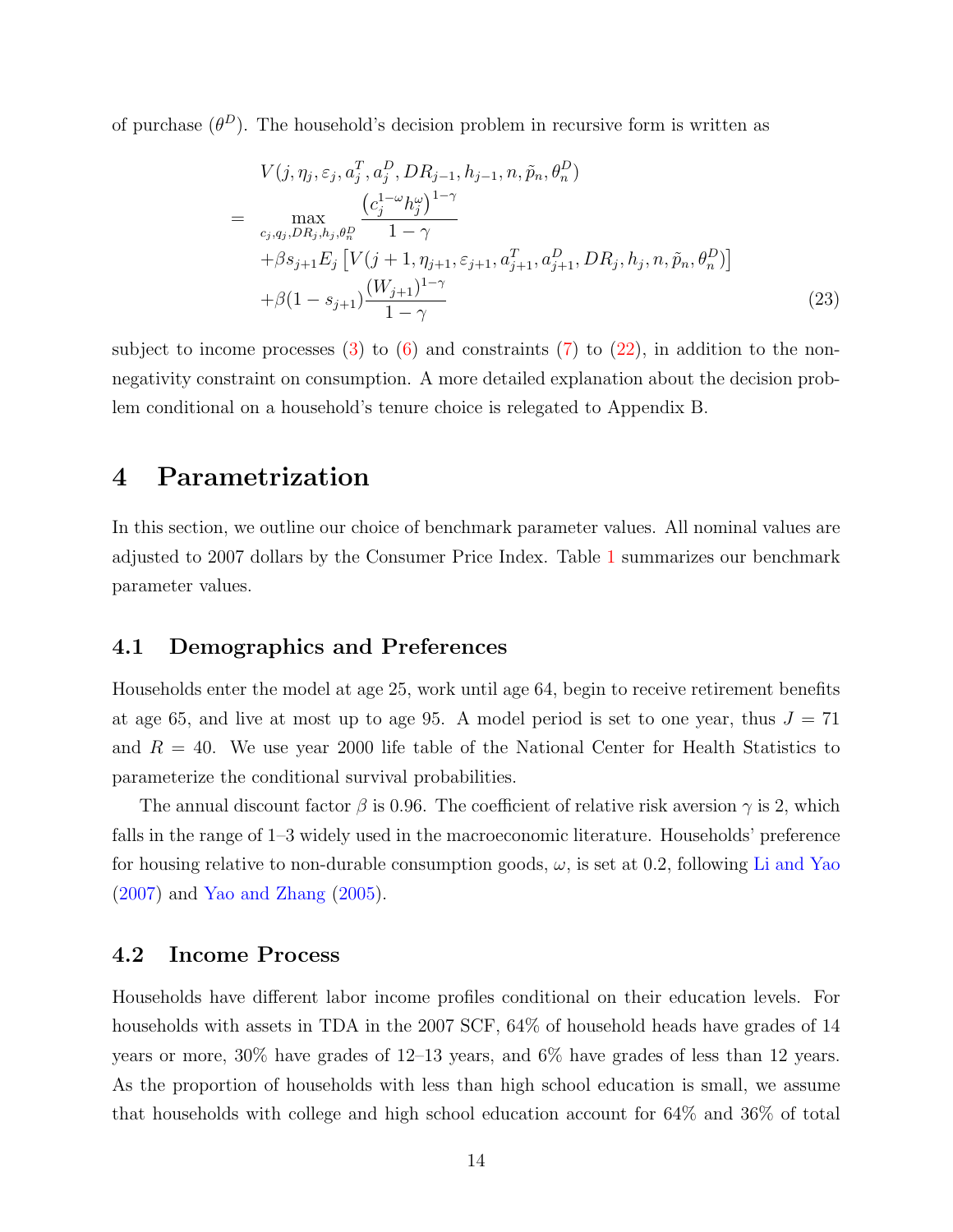of purchase ($\theta^D$). The household's decision problem in recursive form is written as

$$
\begin{aligned}
& V(j, \eta_j, \varepsilon_j, a_j^T, a_j^D, DR_{j-1}, h_{j-1}, n, \tilde{p}_n, \theta_n^D) \\
= & \max_{c_j, q_j, DR_j, h_j, \theta_n^D} \frac{\left(c_j^{1-\omega} h_j^{\omega}\right)^{1-\gamma}}{1-\gamma} \\
& + \beta s_{j+1} E_j \left[ V(j+1, \eta_{j+1}, \varepsilon_{j+1}, a_{j+1}^T, a_{j+1}^D, DR_j, h_j, n, \tilde{p}_n, \theta_n^D) \right] \\
& + \beta (1 - s_{j+1}) \frac{(W_{j+1})^{1-\gamma}}{1-\gamma}
\end{aligned} \tag{23}
$$

subject to income processes (3) to (6) and constraints (7) to (22), in addition to the non-negativity constraint on consumption. A more detailed explanation about the decision problem conditional on a household's tenure choice is relegated to Appendix B.

# 4 Parametrization

In this section, we outline our choice of benchmark parameter values. All nominal values are adjusted to 2007 dollars by the Consumer Price Index. Table 1 summarizes our benchmark parameter values.

## 4.1 Demographics and Preferences

Households enter the model at age 25, work until age 64, begin to receive retirement benefits at age 65, and live at most up to age 95. A model period is set to one year, thus $J = 71$ and $R = 40$. We use year 2000 life table of the National Center for Health Statistics to parameterize the conditional survival probabilities.

The annual discount factor $\beta$ is 0.96. The coefficient of relative risk aversion $\gamma$ is 2, which falls in the range of 1–3 widely used in the macroeconomic literature. Households' preference for housing relative to non-durable consumption goods, $\omega$, is set at 0.2, following Li and Yao (2007) and Yao and Zhang (2005).

## 4.2 Income Process

Households have different labor income profiles conditional on their education levels. For households with assets in TDA in the 2007 SCF, 64% of household heads have grades of 14 years or more, 30% have grades of 12–13 years, and 6% have grades of less than 12 years. As the proportion of households with less than high school education is small, we assume that households with college and high school education account for 64% and 36% of total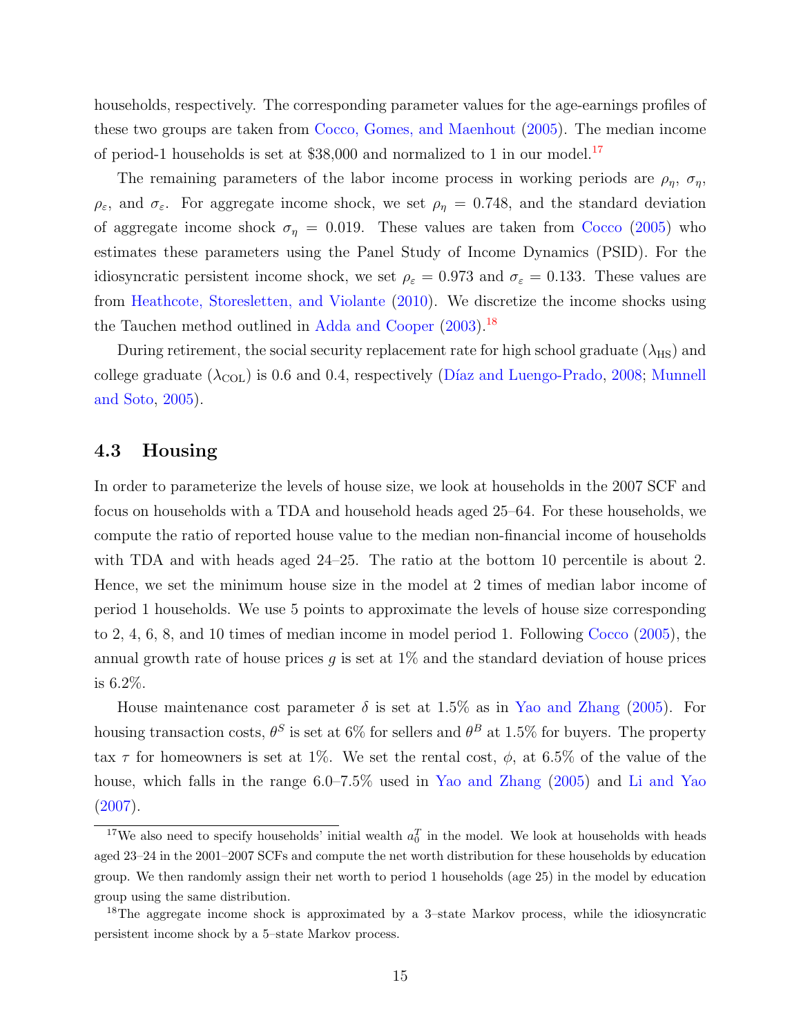households, respectively. The corresponding parameter values for the age-earnings profiles of these two groups are taken from Cocco, Gomes, and Maenhout (2005). The median income of period-1 households is set at $38,000 and normalized to 1 in our model.[17]

The remaining parameters of the labor income process in working periods are $\rho_\eta$, $\sigma_\eta$, $\rho_\varepsilon$, and $\sigma_\varepsilon$. For aggregate income shock, we set $\rho_\eta = 0.748$, and the standard deviation of aggregate income shock $\sigma_\eta = 0.019$. These values are taken from Cocco (2005) who estimates these parameters using the Panel Study of Income Dynamics (PSID). For the idiosyncratic persistent income shock, we set $\rho_\varepsilon = 0.973$ and $\sigma_\varepsilon = 0.133$. These values are from Heathcote, Storesletten, and Violante (2010). We discretize the income shocks using the Tauchen method outlined in Adda and Cooper (2003).[18]

During retirement, the social security replacement rate for high school graduate ($\lambda_{\text{HS}}$) and college graduate ($\lambda_{\text{COL}}$) is 0.6 and 0.4, respectively (Díaz and Luengo-Prado, 2008; Munnell and Soto, 2005).

## 4.3 Housing

In order to parameterize the levels of house size, we look at households in the 2007 SCF and focus on households with a TDA and household heads aged 25–64. For these households, we compute the ratio of reported house value to the median non-financial income of households with TDA and with heads aged 24–25. The ratio at the bottom 10 percentile is about 2. Hence, we set the minimum house size in the model at 2 times of median labor income of period 1 households. We use 5 points to approximate the levels of house size corresponding to 2, 4, 6, 8, and 10 times of median income in model period 1. Following Cocco (2005), the annual growth rate of house prices $g$ is set at 1% and the standard deviation of house prices is 6.2%.

House maintenance cost parameter $\delta$ is set at 1.5% as in Yao and Zhang (2005). For housing transaction costs, $\theta^S$ is set at 6% for sellers and $\theta^B$ at 1.5% for buyers. The property tax $\tau$ for homeowners is set at 1%. We set the rental cost, $\phi$, at 6.5% of the value of the house, which falls in the range 6.0–7.5% used in Yao and Zhang (2005) and Li and Yao (2007).

[17] We also need to specify households' initial wealth $a_0^T$ in the model. We look at households with heads aged 23–24 in the 2001–2007 SCFs and compute the net worth distribution for these households by education group. We then randomly assign their net worth to period 1 households (age 25) in the model by education group using the same distribution.

[18] The aggregate income shock is approximated by a 3–state Markov process, while the idiosyncratic persistent income shock by a 5–state Markov process.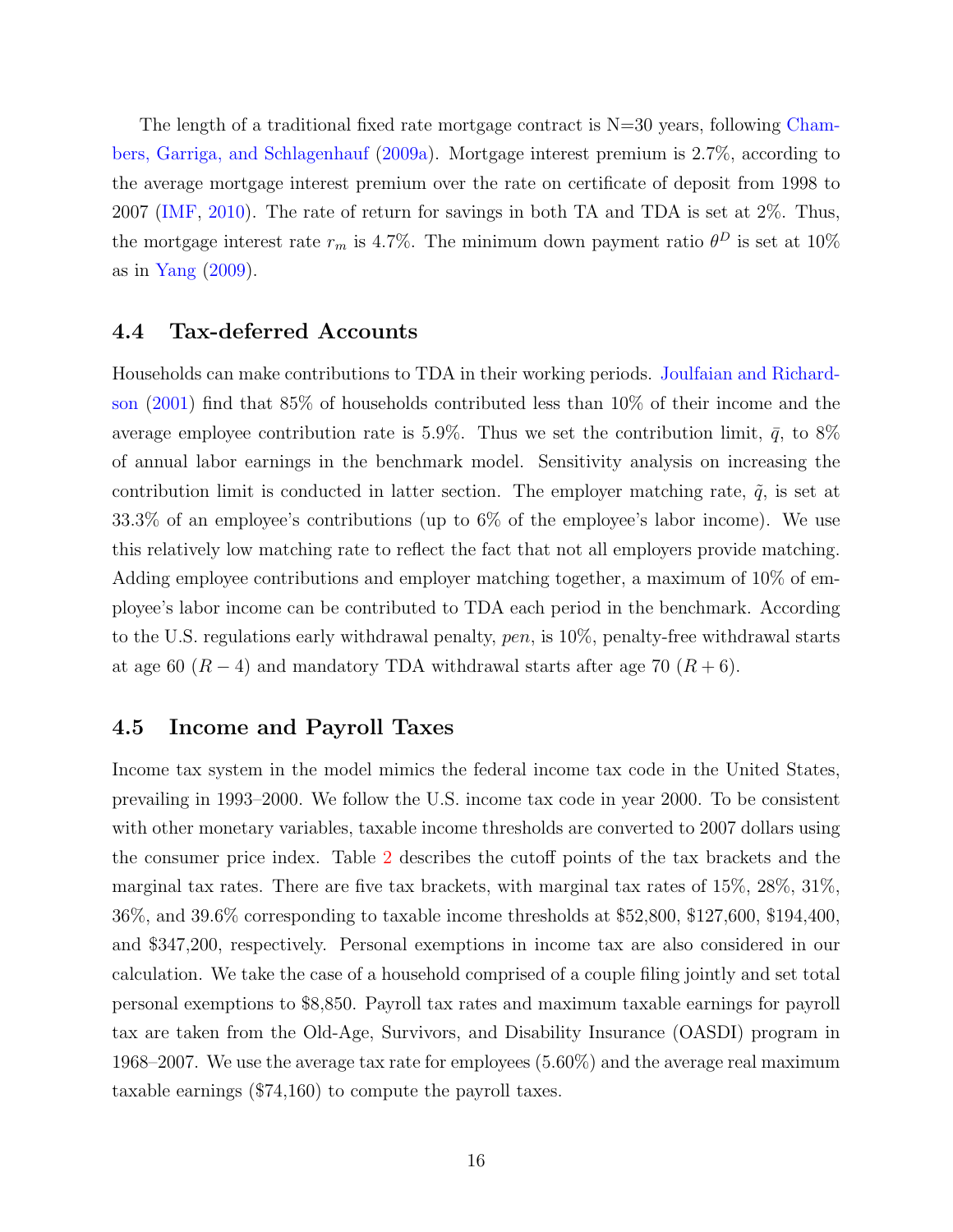The length of a traditional fixed rate mortgage contract is N=30 years, following Chambers, Garriga, and Schlagenhauf (2009a). Mortgage interest premium is 2.7%, according to the average mortgage interest premium over the rate on certificate of deposit from 1998 to 2007 (IMF, 2010). The rate of return for savings in both TA and TDA is set at 2%. Thus, the mortgage interest rate $r_m$ is 4.7%. The minimum down payment ratio $\theta^D$ is set at 10% as in Yang (2009).

### 4.4 Tax-deferred Accounts

Households can make contributions to TDA in their working periods. Joulfaian and Richardson (2001) find that 85% of households contributed less than 10% of their income and the average employee contribution rate is 5.9%. Thus we set the contribution limit, $\bar{q}$, to 8% of annual labor earnings in the benchmark model. Sensitivity analysis on increasing the contribution limit is conducted in latter section. The employer matching rate, $\tilde{q}$, is set at 33.3% of an employee's contributions (up to 6% of the employee's labor income). We use this relatively low matching rate to reflect the fact that not all employers provide matching. Adding employee contributions and employer matching together, a maximum of 10% of employee's labor income can be contributed to TDA each period in the benchmark. According to the U.S. regulations early withdrawal penalty, *pen*, is 10%, penalty-free withdrawal starts at age 60 ($R-4$) and mandatory TDA withdrawal starts after age 70 ($R+6$).

### 4.5 Income and Payroll Taxes

Income tax system in the model mimics the federal income tax code in the United States, prevailing in 1993–2000. We follow the U.S. income tax code in year 2000. To be consistent with other monetary variables, taxable income thresholds are converted to 2007 dollars using the consumer price index. Table 2 describes the cutoff points of the tax brackets and the marginal tax rates. There are five tax brackets, with marginal tax rates of 15%, 28%, 31%, 36%, and 39.6% corresponding to taxable income thresholds at \$52,800, \$127,600, \$194,400, and \$347,200, respectively. Personal exemptions in income tax are also considered in our calculation. We take the case of a household comprised of a couple filing jointly and set total personal exemptions to \$8,850. Payroll tax rates and maximum taxable earnings for payroll tax are taken from the Old-Age, Survivors, and Disability Insurance (OASDI) program in 1968–2007. We use the average tax rate for employees (5.60%) and the average real maximum taxable earnings (\$74,160) to compute the payroll taxes.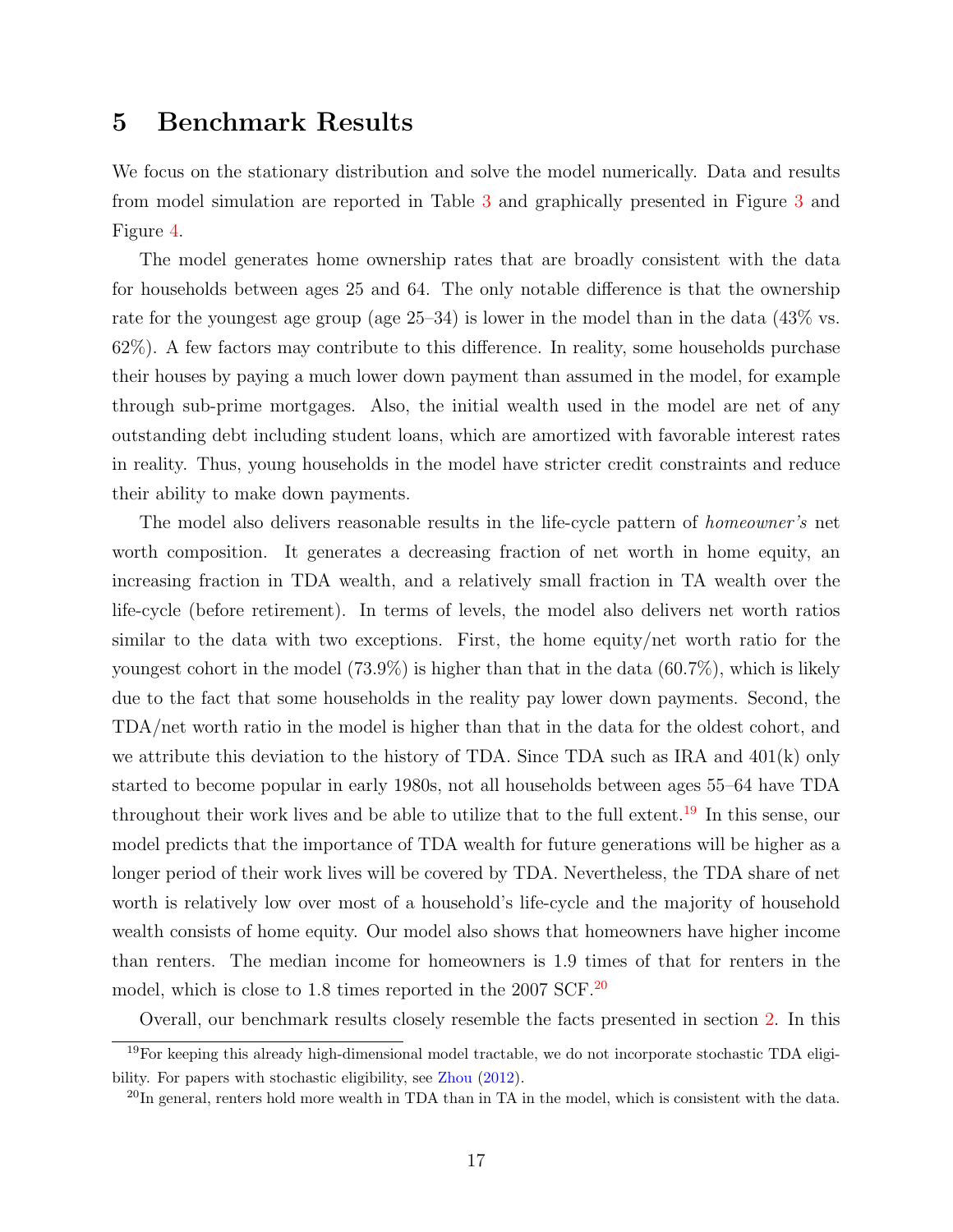# 5 Benchmark Results

We focus on the stationary distribution and solve the model numerically. Data and results from model simulation are reported in Table 3 and graphically presented in Figure 3 and Figure 4.

The model generates home ownership rates that are broadly consistent with the data for households between ages 25 and 64. The only notable difference is that the ownership rate for the youngest age group (age 25–34) is lower in the model than in the data (43% vs. 62%). A few factors may contribute to this difference. In reality, some households purchase their houses by paying a much lower down payment than assumed in the model, for example through sub-prime mortgages. Also, the initial wealth used in the model are net of any outstanding debt including student loans, which are amortized with favorable interest rates in reality. Thus, young households in the model have stricter credit constraints and reduce their ability to make down payments.

The model also delivers reasonable results in the life-cycle pattern of *homeowner's* net worth composition. It generates a decreasing fraction of net worth in home equity, an increasing fraction in TDA wealth, and a relatively small fraction in TA wealth over the life-cycle (before retirement). In terms of levels, the model also delivers net worth ratios similar to the data with two exceptions. First, the home equity/net worth ratio for the youngest cohort in the model (73.9%) is higher than that in the data (60.7%), which is likely due to the fact that some households in the reality pay lower down payments. Second, the TDA/net worth ratio in the model is higher than that in the data for the oldest cohort, and we attribute this deviation to the history of TDA. Since TDA such as IRA and 401(k) only started to become popular in early 1980s, not all households between ages 55–64 have TDA throughout their work lives and be able to utilize that to the full extent.[19] In this sense, our model predicts that the importance of TDA wealth for future generations will be higher as a longer period of their work lives will be covered by TDA. Nevertheless, the TDA share of net worth is relatively low over most of a household's life-cycle and the majority of household wealth consists of home equity. Our model also shows that homeowners have higher income than renters. The median income for homeowners is 1.9 times of that for renters in the model, which is close to 1.8 times reported in the 2007 SCF.[20]

Overall, our benchmark results closely resemble the facts presented in section 2. In this

[19] For keeping this already high-dimensional model tractable, we do not incorporate stochastic TDA eligibility. For papers with stochastic eligibility, see Zhou (2012).

[20] In general, renters hold more wealth in TDA than in TA in the model, which is consistent with the data.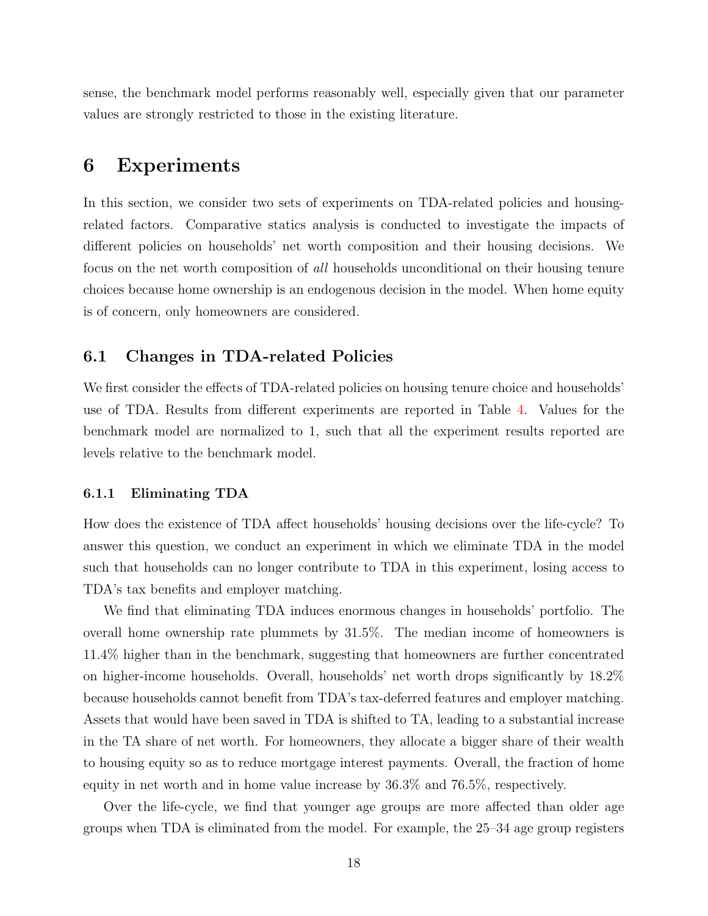sense, the benchmark model performs reasonably well, especially given that our parameter values are strongly restricted to those in the existing literature.

# 6 Experiments

In this section, we consider two sets of experiments on TDA-related policies and housing-related factors. Comparative statics analysis is conducted to investigate the impacts of different policies on households' net worth composition and their housing decisions. We focus on the net worth composition of *all* households unconditional on their housing tenure choices because home ownership is an endogenous decision in the model. When home equity is of concern, only homeowners are considered.

## 6.1 Changes in TDA-related Policies

We first consider the effects of TDA-related policies on housing tenure choice and households' use of TDA. Results from different experiments are reported in Table 4. Values for the benchmark model are normalized to 1, such that all the experiment results reported are levels relative to the benchmark model.

### 6.1.1 Eliminating TDA

How does the existence of TDA affect households' housing decisions over the life-cycle? To answer this question, we conduct an experiment in which we eliminate TDA in the model such that households can no longer contribute to TDA in this experiment, losing access to TDA's tax benefits and employer matching.

We find that eliminating TDA induces enormous changes in households' portfolio. The overall home ownership rate plummets by 31.5%. The median income of homeowners is 11.4% higher than in the benchmark, suggesting that homeowners are further concentrated on higher-income households. Overall, households' net worth drops significantly by 18.2% because households cannot benefit from TDA's tax-deferred features and employer matching. Assets that would have been saved in TDA is shifted to TA, leading to a substantial increase in the TA share of net worth. For homeowners, they allocate a bigger share of their wealth to housing equity so as to reduce mortgage interest payments. Overall, the fraction of home equity in net worth and in home value increase by 36.3% and 76.5%, respectively.

Over the life-cycle, we find that younger age groups are more affected than older age groups when TDA is eliminated from the model. For example, the 25–34 age group registers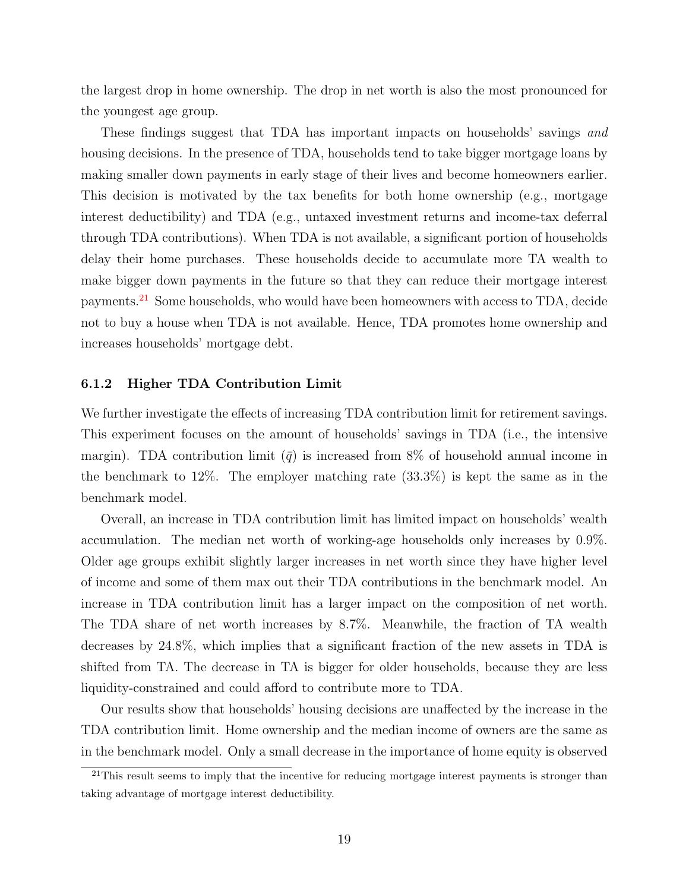the largest drop in home ownership. The drop in net worth is also the most pronounced for the youngest age group.

These findings suggest that TDA has important impacts on households' savings *and* housing decisions. In the presence of TDA, households tend to take bigger mortgage loans by making smaller down payments in early stage of their lives and become homeowners earlier. This decision is motivated by the tax benefits for both home ownership (e.g., mortgage interest deductibility) and TDA (e.g., untaxed investment returns and income-tax deferral through TDA contributions). When TDA is not available, a significant portion of households delay their home purchases. These households decide to accumulate more TA wealth to make bigger down payments in the future so that they can reduce their mortgage interest payments.[21] Some households, who would have been homeowners with access to TDA, decide not to buy a house when TDA is not available. Hence, TDA promotes home ownership and increases households' mortgage debt.

### 6.1.2 Higher TDA Contribution Limit

We further investigate the effects of increasing TDA contribution limit for retirement savings. This experiment focuses on the amount of households' savings in TDA (i.e., the intensive margin). TDA contribution limit ($\bar{q}$) is increased from 8% of household annual income in the benchmark to 12%. The employer matching rate (33.3%) is kept the same as in the benchmark model.

Overall, an increase in TDA contribution limit has limited impact on households' wealth accumulation. The median net worth of working-age households only increases by 0.9%. Older age groups exhibit slightly larger increases in net worth since they have higher level of income and some of them max out their TDA contributions in the benchmark model. An increase in TDA contribution limit has a larger impact on the composition of net worth. The TDA share of net worth increases by 8.7%. Meanwhile, the fraction of TA wealth decreases by 24.8%, which implies that a significant fraction of the new assets in TDA is shifted from TA. The decrease in TA is bigger for older households, because they are less liquidity-constrained and could afford to contribute more to TDA.

Our results show that households' housing decisions are unaffected by the increase in the TDA contribution limit. Home ownership and the median income of owners are the same as in the benchmark model. Only a small decrease in the importance of home equity is observed

[21] This result seems to imply that the incentive for reducing mortgage interest payments is stronger than taking advantage of mortgage interest deductibility.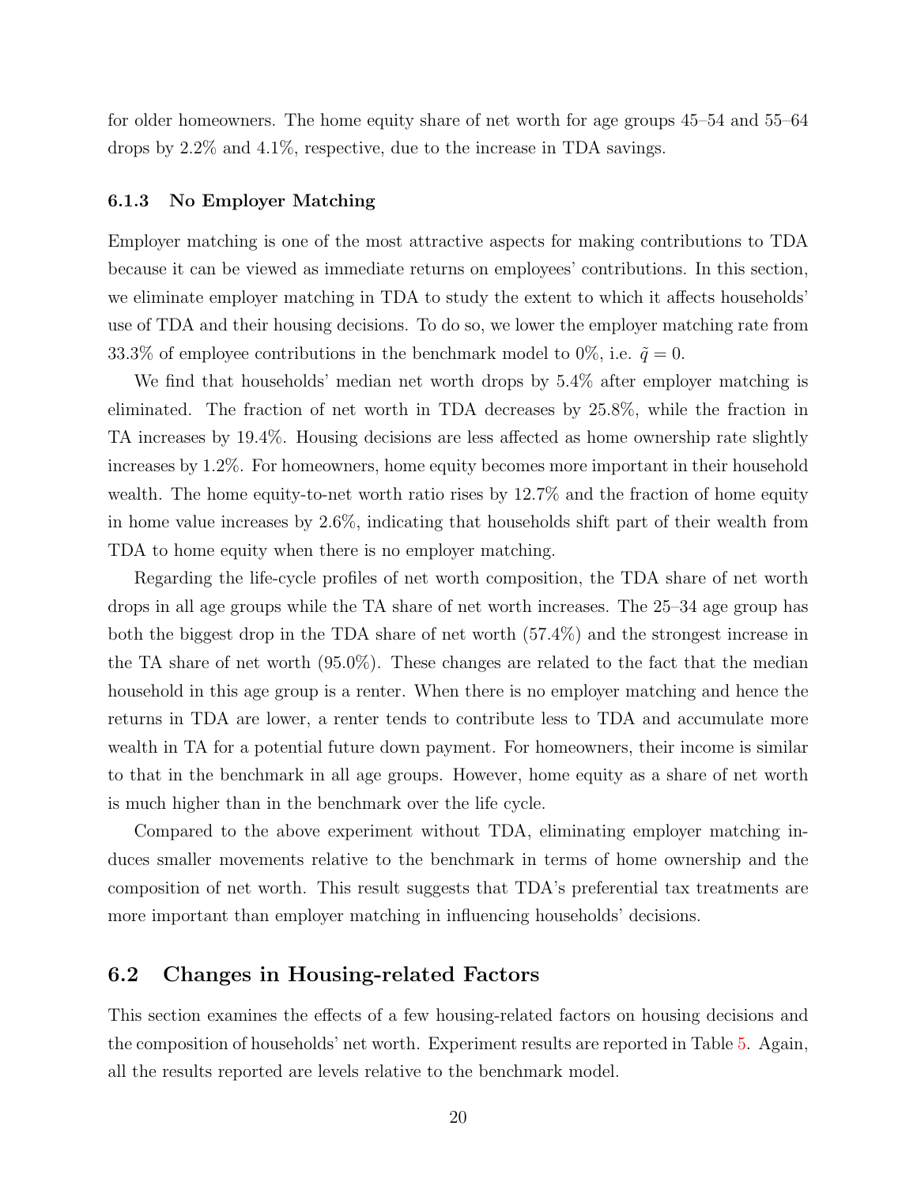for older homeowners. The home equity share of net worth for age groups 45–54 and 55–64 drops by 2.2% and 4.1%, respective, due to the increase in TDA savings.

### 6.1.3 No Employer Matching

Employer matching is one of the most attractive aspects for making contributions to TDA because it can be viewed as immediate returns on employees' contributions. In this section, we eliminate employer matching in TDA to study the extent to which it affects households' use of TDA and their housing decisions. To do so, we lower the employer matching rate from 33.3% of employee contributions in the benchmark model to 0%, i.e. $\tilde{q} = 0$.

We find that households' median net worth drops by 5.4% after employer matching is eliminated. The fraction of net worth in TDA decreases by 25.8%, while the fraction in TA increases by 19.4%. Housing decisions are less affected as home ownership rate slightly increases by 1.2%. For homeowners, home equity becomes more important in their household wealth. The home equity-to-net worth ratio rises by 12.7% and the fraction of home equity in home value increases by 2.6%, indicating that households shift part of their wealth from TDA to home equity when there is no employer matching.

Regarding the life-cycle profiles of net worth composition, the TDA share of net worth drops in all age groups while the TA share of net worth increases. The 25–34 age group has both the biggest drop in the TDA share of net worth (57.4%) and the strongest increase in the TA share of net worth (95.0%). These changes are related to the fact that the median household in this age group is a renter. When there is no employer matching and hence the returns in TDA are lower, a renter tends to contribute less to TDA and accumulate more wealth in TA for a potential future down payment. For homeowners, their income is similar to that in the benchmark in all age groups. However, home equity as a share of net worth is much higher than in the benchmark over the life cycle.

Compared to the above experiment without TDA, eliminating employer matching induces smaller movements relative to the benchmark in terms of home ownership and the composition of net worth. This result suggests that TDA's preferential tax treatments are more important than employer matching in influencing households' decisions.

## 6.2 Changes in Housing-related Factors

This section examines the effects of a few housing-related factors on housing decisions and the composition of households' net worth. Experiment results are reported in Table 5. Again, all the results reported are levels relative to the benchmark model.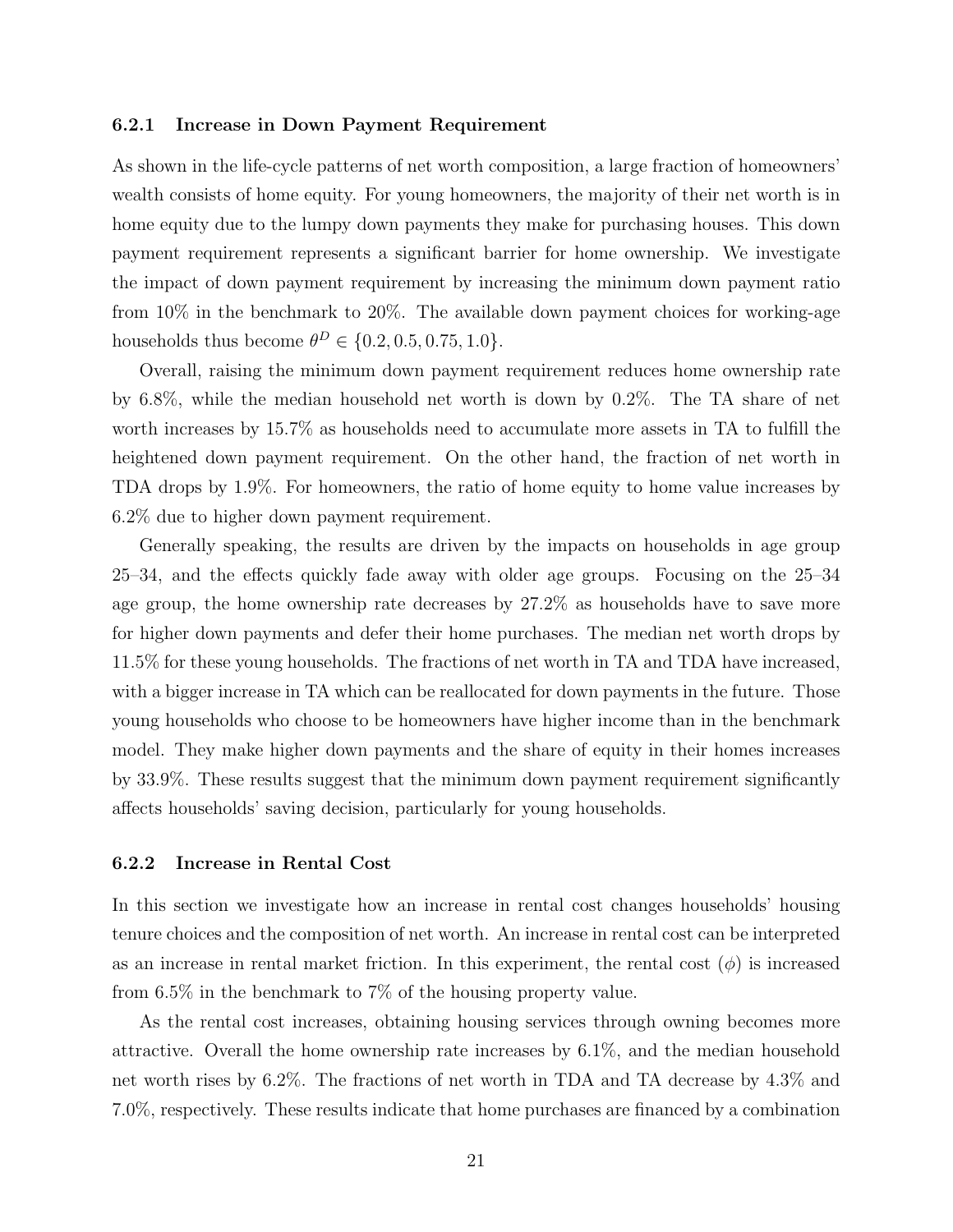### 6.2.1 Increase in Down Payment Requirement

As shown in the life-cycle patterns of net worth composition, a large fraction of homeowners' wealth consists of home equity. For young homeowners, the majority of their net worth is in home equity due to the lumpy down payments they make for purchasing houses. This down payment requirement represents a significant barrier for home ownership. We investigate the impact of down payment requirement by increasing the minimum down payment ratio from 10% in the benchmark to 20%. The available down payment choices for working-age households thus become $\theta^D \in \{0.2, 0.5, 0.75, 1.0\}$.

Overall, raising the minimum down payment requirement reduces home ownership rate by 6.8%, while the median household net worth is down by 0.2%. The TA share of net worth increases by 15.7% as households need to accumulate more assets in TA to fulfill the heightened down payment requirement. On the other hand, the fraction of net worth in TDA drops by 1.9%. For homeowners, the ratio of home equity to home value increases by 6.2% due to higher down payment requirement.

Generally speaking, the results are driven by the impacts on households in age group 25–34, and the effects quickly fade away with older age groups. Focusing on the 25–34 age group, the home ownership rate decreases by 27.2% as households have to save more for higher down payments and defer their home purchases. The median net worth drops by 11.5% for these young households. The fractions of net worth in TA and TDA have increased, with a bigger increase in TA which can be reallocated for down payments in the future. Those young households who choose to be homeowners have higher income than in the benchmark model. They make higher down payments and the share of equity in their homes increases by 33.9%. These results suggest that the minimum down payment requirement significantly affects households' saving decision, particularly for young households.

### 6.2.2 Increase in Rental Cost

In this section we investigate how an increase in rental cost changes households' housing tenure choices and the composition of net worth. An increase in rental cost can be interpreted as an increase in rental market friction. In this experiment, the rental cost ($\phi$) is increased from 6.5% in the benchmark to 7% of the housing property value.

As the rental cost increases, obtaining housing services through owning becomes more attractive. Overall the home ownership rate increases by 6.1%, and the median household net worth rises by 6.2%. The fractions of net worth in TDA and TA decrease by 4.3% and 7.0%, respectively. These results indicate that home purchases are financed by a combination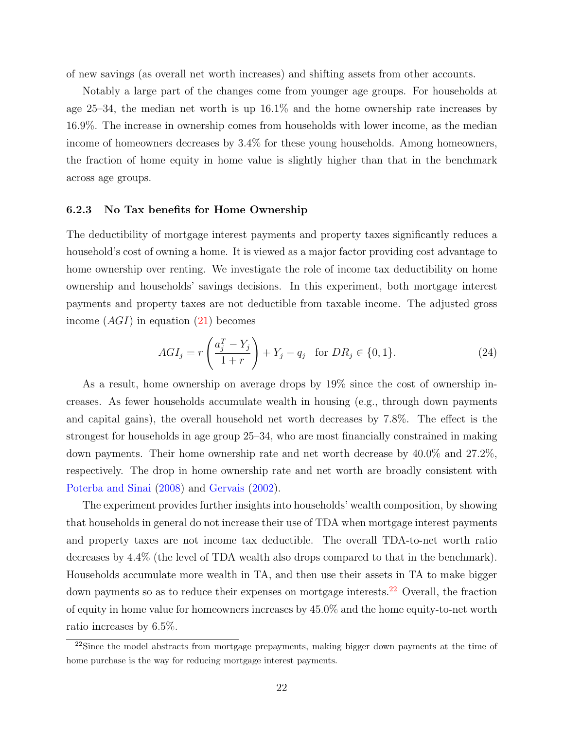of new savings (as overall net worth increases) and shifting assets from other accounts.

Notably a large part of the changes come from younger age groups. For households at age 25–34, the median net worth is up 16.1% and the home ownership rate increases by 16.9%. The increase in ownership comes from households with lower income, as the median income of homeowners decreases by 3.4% for these young households. Among homeowners, the fraction of home equity in home value is slightly higher than that in the benchmark across age groups.

### 6.2.3 No Tax benefits for Home Ownership

The deductibility of mortgage interest payments and property taxes significantly reduces a household's cost of owning a home. It is viewed as a major factor providing cost advantage to home ownership over renting. We investigate the role of income tax deductibility on home ownership and households' savings decisions. In this experiment, both mortgage interest payments and property taxes are not deductible from taxable income. The adjusted gross income ($AGI$) in equation (21) becomes

$$AGI_j = r\left(\frac{a_j^T - Y_j}{1+r}\right) + Y_j - q_j \quad \text{for } DR_j \in \{0, 1\}. \tag{24}$$

As a result, home ownership on average drops by 19% since the cost of ownership increases. As fewer households accumulate wealth in housing (e.g., through down payments and capital gains), the overall household net worth decreases by 7.8%. The effect is the strongest for households in age group 25–34, who are most financially constrained in making down payments. Their home ownership rate and net worth decrease by 40.0% and 27.2%, respectively. The drop in home ownership rate and net worth are broadly consistent with Poterba and Sinai (2008) and Gervais (2002).

The experiment provides further insights into households' wealth composition, by showing that households in general do not increase their use of TDA when mortgage interest payments and property taxes are not income tax deductible. The overall TDA-to-net worth ratio decreases by 4.4% (the level of TDA wealth also drops compared to that in the benchmark). Households accumulate more wealth in TA, and then use their assets in TA to make bigger down payments so as to reduce their expenses on mortgage interests.[22] Overall, the fraction of equity in home value for homeowners increases by 45.0% and the home equity-to-net worth ratio increases by 6.5%.

[22] Since the model abstracts from mortgage prepayments, making bigger down payments at the time of home purchase is the way for reducing mortgage interest payments.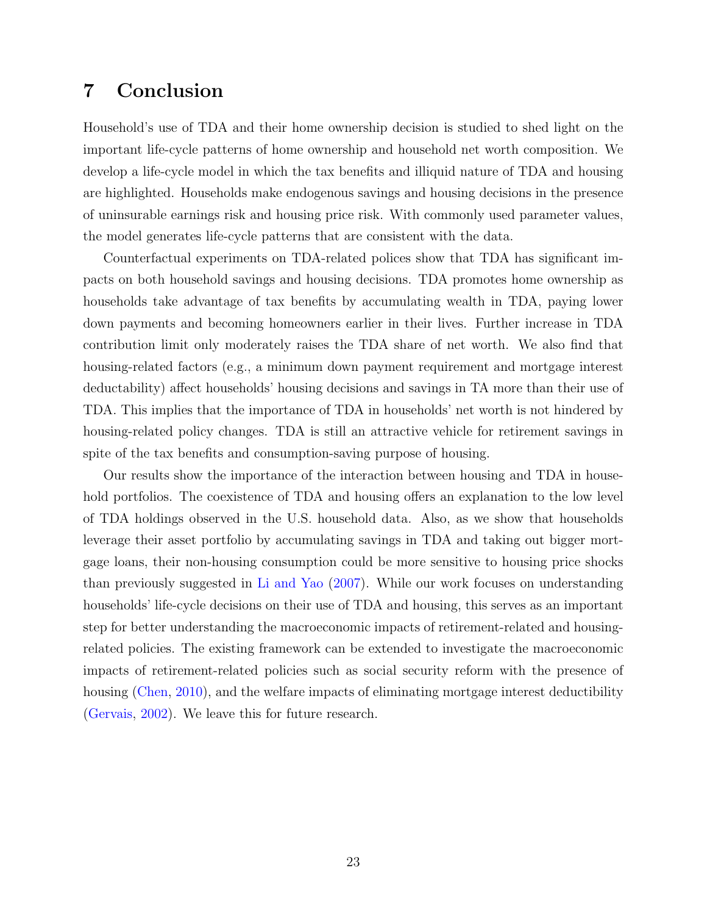# 7 Conclusion

Household's use of TDA and their home ownership decision is studied to shed light on the important life-cycle patterns of home ownership and household net worth composition. We develop a life-cycle model in which the tax benefits and illiquid nature of TDA and housing are highlighted. Households make endogenous savings and housing decisions in the presence of uninsurable earnings risk and housing price risk. With commonly used parameter values, the model generates life-cycle patterns that are consistent with the data.

Counterfactual experiments on TDA-related polices show that TDA has significant impacts on both household savings and housing decisions. TDA promotes home ownership as households take advantage of tax benefits by accumulating wealth in TDA, paying lower down payments and becoming homeowners earlier in their lives. Further increase in TDA contribution limit only moderately raises the TDA share of net worth. We also find that housing-related factors (e.g., a minimum down payment requirement and mortgage interest deductability) affect households' housing decisions and savings in TA more than their use of TDA. This implies that the importance of TDA in households' net worth is not hindered by housing-related policy changes. TDA is still an attractive vehicle for retirement savings in spite of the tax benefits and consumption-saving purpose of housing.

Our results show the importance of the interaction between housing and TDA in household portfolios. The coexistence of TDA and housing offers an explanation to the low level of TDA holdings observed in the U.S. household data. Also, as we show that households leverage their asset portfolio by accumulating savings in TDA and taking out bigger mortgage loans, their non-housing consumption could be more sensitive to housing price shocks than previously suggested in Li and Yao (2007). While our work focuses on understanding households' life-cycle decisions on their use of TDA and housing, this serves as an important step for better understanding the macroeconomic impacts of retirement-related and housing-related policies. The existing framework can be extended to investigate the macroeconomic impacts of retirement-related policies such as social security reform with the presence of housing (Chen, 2010), and the welfare impacts of eliminating mortgage interest deductibility (Gervais, 2002). We leave this for future research.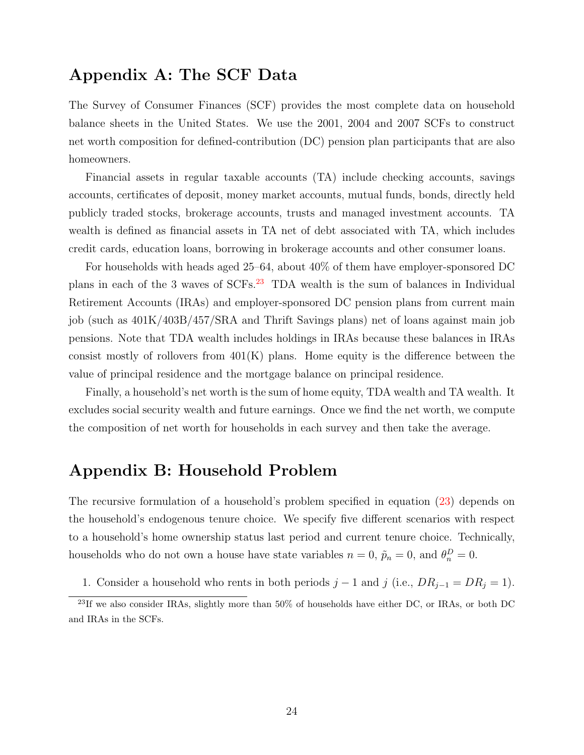# Appendix A: The SCF Data

The Survey of Consumer Finances (SCF) provides the most complete data on household balance sheets in the United States. We use the 2001, 2004 and 2007 SCFs to construct net worth composition for defined-contribution (DC) pension plan participants that are also homeowners.

Financial assets in regular taxable accounts (TA) include checking accounts, savings accounts, certificates of deposit, money market accounts, mutual funds, bonds, directly held publicly traded stocks, brokerage accounts, trusts and managed investment accounts. TA wealth is defined as financial assets in TA net of debt associated with TA, which includes credit cards, education loans, borrowing in brokerage accounts and other consumer loans.

For households with heads aged 25–64, about 40% of them have employer-sponsored DC plans in each of the 3 waves of SCFs.[23] TDA wealth is the sum of balances in Individual Retirement Accounts (IRAs) and employer-sponsored DC pension plans from current main job (such as 401K/403B/457/SRA and Thrift Savings plans) net of loans against main job pensions. Note that TDA wealth includes holdings in IRAs because these balances in IRAs consist mostly of rollovers from 401(K) plans. Home equity is the difference between the value of principal residence and the mortgage balance on principal residence.

Finally, a household's net worth is the sum of home equity, TDA wealth and TA wealth. It excludes social security wealth and future earnings. Once we find the net worth, we compute the composition of net worth for households in each survey and then take the average.

# Appendix B: Household Problem

The recursive formulation of a household's problem specified in equation (23) depends on the household's endogenous tenure choice. We specify five different scenarios with respect to a household's home ownership status last period and current tenure choice. Technically, households who do not own a house have state variables $n = 0$, $\tilde{p}_n = 0$, and $\theta_n^D = 0$.

1. Consider a household who rents in both periods $j-1$ and $j$ (i.e., $DR_{j-1} = DR_j = 1$).

[23] If we also consider IRAs, slightly more than 50% of households have either DC, or IRAs, or both DC and IRAs in the SCFs.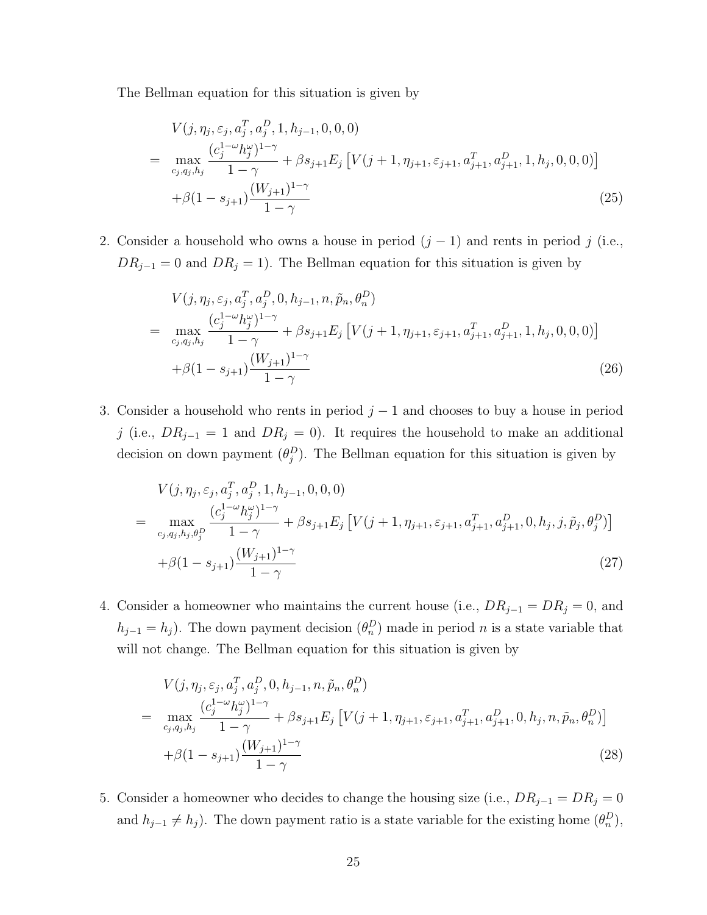The Bellman equation for this situation is given by

$$
\begin{aligned}
& V(j, \eta_j, \varepsilon_j, a_j^T, a_j^D, 1, h_{j-1}, 0, 0, 0) \\
= & \max_{c_j, q_j, h_j} \frac{(c_j^{1-\omega} h_j^{\omega})^{1-\gamma}}{1-\gamma} + \beta s_{j+1} E_j \left[ V(j+1, \eta_{j+1}, \varepsilon_{j+1}, a_{j+1}^T, a_{j+1}^D, 1, h_j, 0, 0, 0) \right] \\
& + \beta (1 - s_{j+1}) \frac{(W_{j+1})^{1-\gamma}}{1-\gamma}
\end{aligned}
\tag{25}
$$

2. Consider a household who owns a house in period $(j-1)$ and rents in period $j$ (i.e., $DR_{j-1} = 0$ and $DR_j = 1$). The Bellman equation for this situation is given by

$$
\begin{aligned}
& V(j, \eta_j, \varepsilon_j, a_j^T, a_j^D, 0, h_{j-1}, n, \tilde{p}_n, \theta_n^D) \\
= & \max_{c_j, q_j, h_j} \frac{(c_j^{1-\omega} h_j^{\omega})^{1-\gamma}}{1-\gamma} + \beta s_{j+1} E_j \left[ V(j+1, \eta_{j+1}, \varepsilon_{j+1}, a_{j+1}^T, a_{j+1}^D, 1, h_j, 0, 0, 0) \right] \\
& + \beta (1 - s_{j+1}) \frac{(W_{j+1})^{1-\gamma}}{1-\gamma}
\end{aligned}
\tag{26}
$$

3. Consider a household who rents in period $j-1$ and chooses to buy a house in period $j$ (i.e., $DR_{j-1} = 1$ and $DR_j = 0$). It requires the household to make an additional decision on down payment ($\theta_j^D$). The Bellman equation for this situation is given by

$$
\begin{aligned}
& V(j, \eta_j, \varepsilon_j, a_j^T, a_j^D, 1, h_{j-1}, 0, 0, 0) \\
= & \max_{c_j, q_j, h_j, \theta_j^D} \frac{(c_j^{1-\omega} h_j^{\omega})^{1-\gamma}}{1-\gamma} + \beta s_{j+1} E_j \left[ V(j+1, \eta_{j+1}, \varepsilon_{j+1}, a_{j+1}^T, a_{j+1}^D, 0, h_j, j, \tilde{p}_j, \theta_j^D) \right] \\
& + \beta (1 - s_{j+1}) \frac{(W_{j+1})^{1-\gamma}}{1-\gamma}
\end{aligned}
\tag{27}
$$

4. Consider a homeowner who maintains the current house (i.e., $DR_{j-1} = DR_j = 0$, and $h_{j-1} = h_j$). The down payment decision ($\theta_n^D$) made in period $n$ is a state variable that will not change. The Bellman equation for this situation is given by

$$
\begin{aligned}
& V(j, \eta_j, \varepsilon_j, a_j^T, a_j^D, 0, h_{j-1}, n, \tilde{p}_n, \theta_n^D) \\
= & \max_{c_j, q_j, h_j} \frac{(c_j^{1-\omega} h_j^{\omega})^{1-\gamma}}{1-\gamma} + \beta s_{j+1} E_j \left[ V(j+1, \eta_{j+1}, \varepsilon_{j+1}, a_{j+1}^T, a_{j+1}^D, 0, h_j, n, \tilde{p}_n, \theta_n^D) \right] \\
& + \beta (1 - s_{j+1}) \frac{(W_{j+1})^{1-\gamma}}{1-\gamma}
\end{aligned}
\tag{28}
$$

5. Consider a homeowner who decides to change the housing size (i.e., $DR_{j-1} = DR_j = 0$ and $h_{j-1} \neq h_j$). The down payment ratio is a state variable for the existing home ($\theta_n^D$),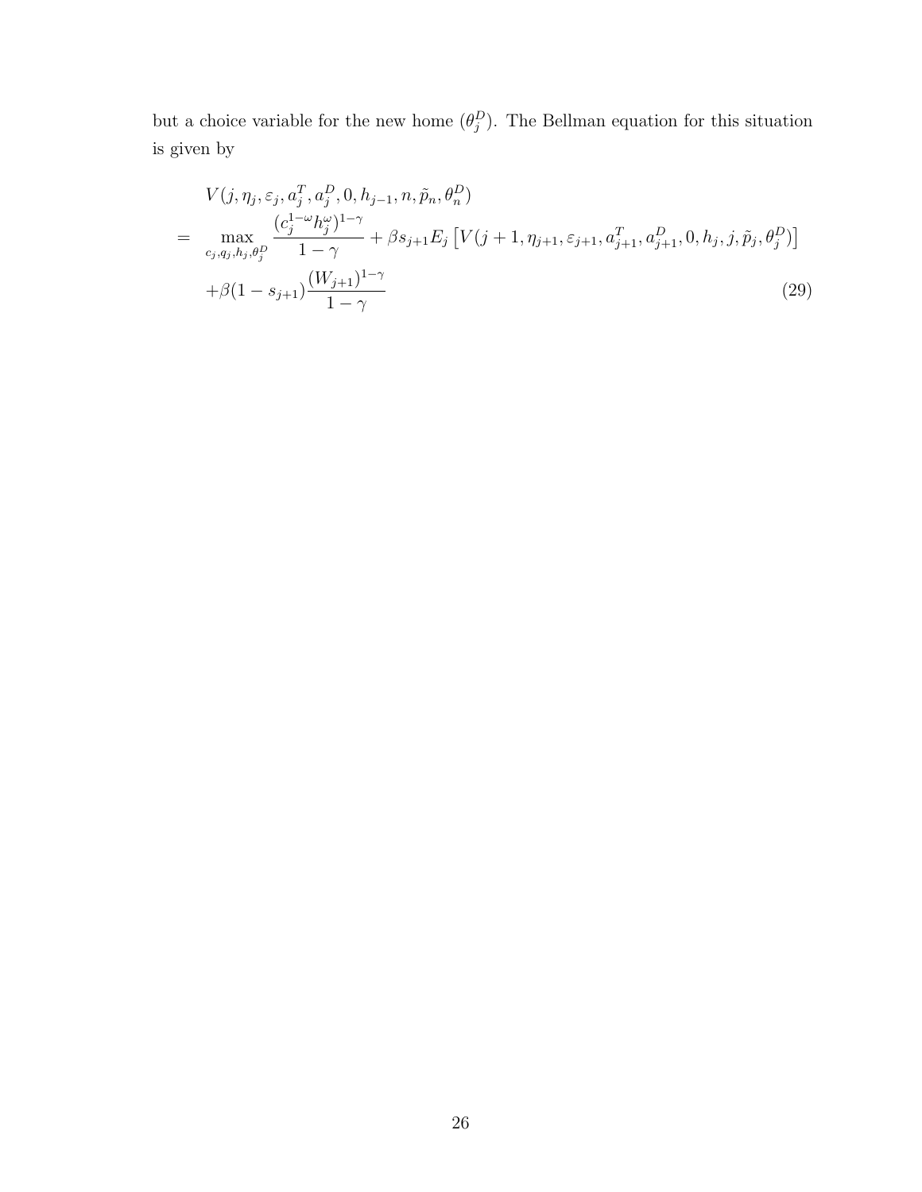but a choice variable for the new home ($\theta_j^D$). The Bellman equation for this situation is given by

$$
\begin{aligned}
& V(j, \eta_j, \varepsilon_j, a_j^T, a_j^D, 0, h_{j-1}, n, \tilde{p}_n, \theta_n^D) \\
= \quad & \max_{c_j, q_j, h_j, \theta_j^D} \frac{(c_j^{1-\omega} h_j^{\omega})^{1-\gamma}}{1-\gamma} + \beta s_{j+1} E_j \left[ V(j+1, \eta_{j+1}, \varepsilon_{j+1}, a_{j+1}^T, a_{j+1}^D, 0, h_j, j, \tilde{p}_j, \theta_j^D) \right] \\
& + \beta(1 - s_{j+1}) \frac{(W_{j+1})^{1-\gamma}}{1-\gamma} \qquad (29)
\end{aligned}
$$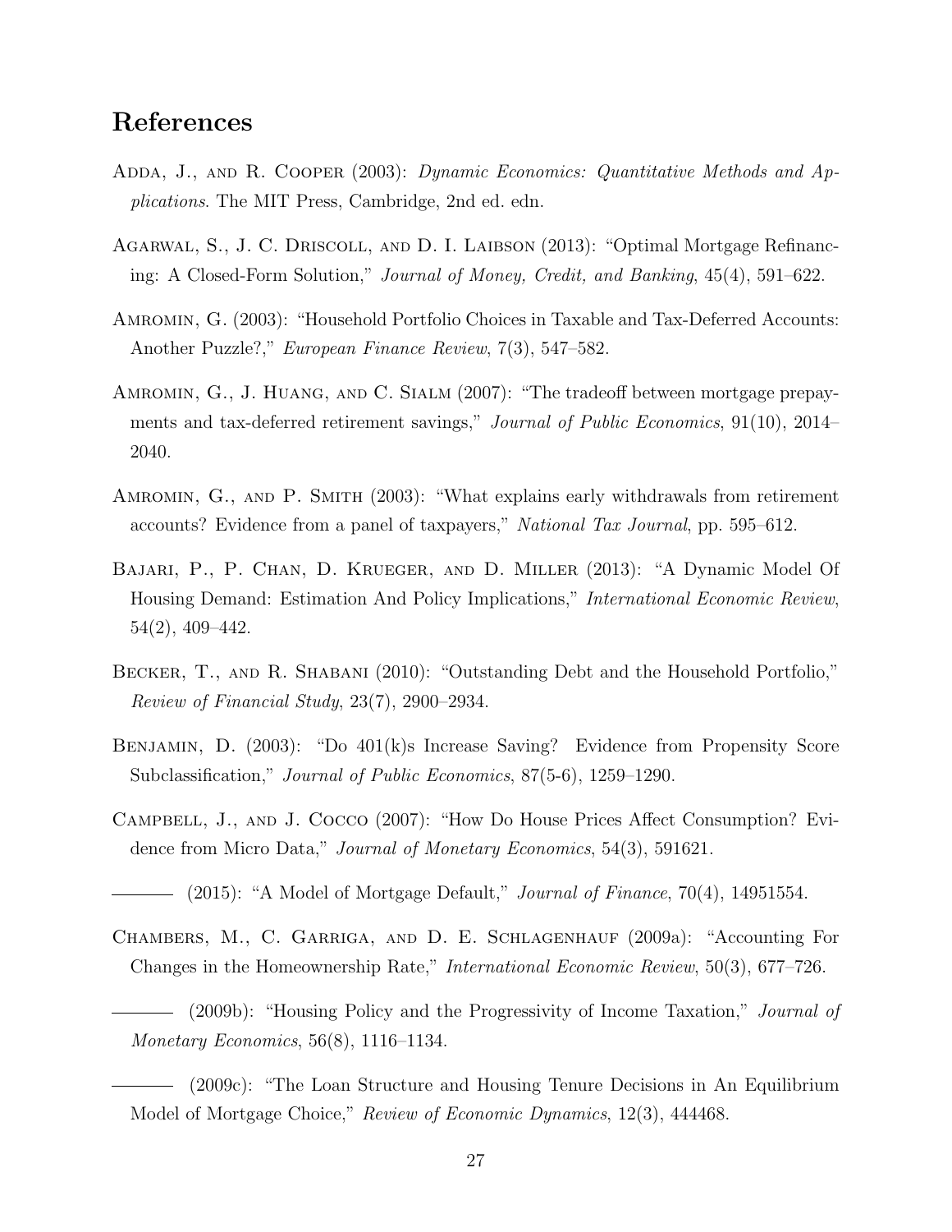## References

Adda, J., and R. Cooper (2003): *Dynamic Economics: Quantitative Methods and Applications*. The MIT Press, Cambridge, 2nd ed. edn.

Agarwal, S., J. C. Driscoll, and D. I. Laibson (2013): "Optimal Mortgage Refinancing: A Closed-Form Solution," *Journal of Money, Credit, and Banking*, 45(4), 591–622.

Amromin, G. (2003): "Household Portfolio Choices in Taxable and Tax-Deferred Accounts: Another Puzzle?," *European Finance Review*, 7(3), 547–582.

Amromin, G., J. Huang, and C. Sialm (2007): "The tradeoff between mortgage prepayments and tax-deferred retirement savings," *Journal of Public Economics*, 91(10), 2014–2040.

Amromin, G., and P. Smith (2003): "What explains early withdrawals from retirement accounts? Evidence from a panel of taxpayers," *National Tax Journal*, pp. 595–612.

Bajari, P., P. Chan, D. Krueger, and D. Miller (2013): "A Dynamic Model Of Housing Demand: Estimation And Policy Implications," *International Economic Review*, 54(2), 409–442.

Becker, T., and R. Shabani (2010): "Outstanding Debt and the Household Portfolio," *Review of Financial Study*, 23(7), 2900–2934.

Benjamin, D. (2003): "Do 401(k)s Increase Saving? Evidence from Propensity Score Subclassification," *Journal of Public Economics*, 87(5-6), 1259–1290.

Campbell, J., and J. Cocco (2007): "How Do House Prices Affect Consumption? Evidence from Micro Data," *Journal of Monetary Economics*, 54(3), 591621.

——— (2015): "A Model of Mortgage Default," *Journal of Finance*, 70(4), 14951554.

Chambers, M., C. Garriga, and D. E. Schlagenhauf (2009a): "Accounting For Changes in the Homeownership Rate," *International Economic Review*, 50(3), 677–726.

——— (2009b): "Housing Policy and the Progressivity of Income Taxation," *Journal of Monetary Economics*, 56(8), 1116–1134.

——— (2009c): "The Loan Structure and Housing Tenure Decisions in An Equilibrium Model of Mortgage Choice," *Review of Economic Dynamics*, 12(3), 444468.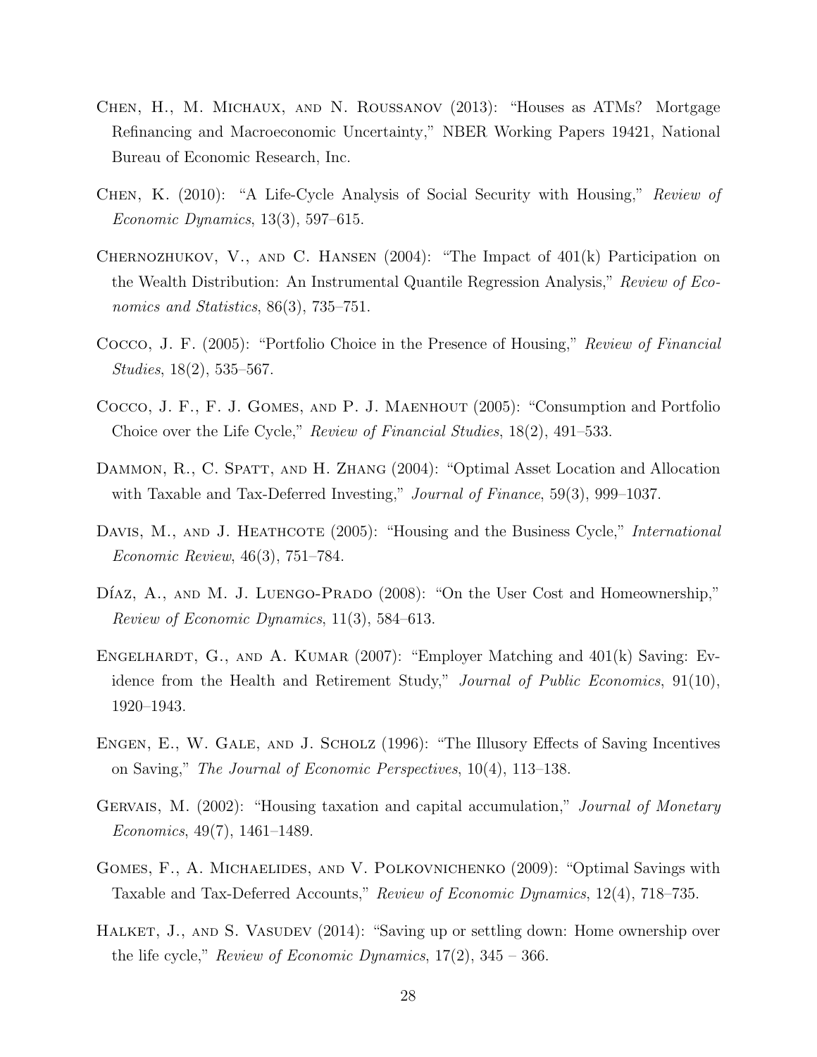Chen, H., M. Michaux, and N. Roussanov (2013): "Houses as ATMs? Mortgage Refinancing and Macroeconomic Uncertainty," NBER Working Papers 19421, National Bureau of Economic Research, Inc.

Chen, K. (2010): "A Life-Cycle Analysis of Social Security with Housing," *Review of Economic Dynamics*, 13(3), 597–615.

Chernozhukov, V., and C. Hansen (2004): "The Impact of 401(k) Participation on the Wealth Distribution: An Instrumental Quantile Regression Analysis," *Review of Economics and Statistics*, 86(3), 735–751.

Cocco, J. F. (2005): "Portfolio Choice in the Presence of Housing," *Review of Financial Studies*, 18(2), 535–567.

Cocco, J. F., F. J. Gomes, and P. J. Maenhout (2005): "Consumption and Portfolio Choice over the Life Cycle," *Review of Financial Studies*, 18(2), 491–533.

Dammon, R., C. Spatt, and H. Zhang (2004): "Optimal Asset Location and Allocation with Taxable and Tax-Deferred Investing," *Journal of Finance*, 59(3), 999–1037.

Davis, M., and J. Heathcote (2005): "Housing and the Business Cycle," *International Economic Review*, 46(3), 751–784.

Díaz, A., and M. J. Luengo-Prado (2008): "On the User Cost and Homeownership," *Review of Economic Dynamics*, 11(3), 584–613.

Engelhardt, G., and A. Kumar (2007): "Employer Matching and 401(k) Saving: Evidence from the Health and Retirement Study," *Journal of Public Economics*, 91(10), 1920–1943.

Engen, E., W. Gale, and J. Scholz (1996): "The Illusory Effects of Saving Incentives on Saving," *The Journal of Economic Perspectives*, 10(4), 113–138.

Gervais, M. (2002): "Housing taxation and capital accumulation," *Journal of Monetary Economics*, 49(7), 1461–1489.

Gomes, F., A. Michaelides, and V. Polkovnichenko (2009): "Optimal Savings with Taxable and Tax-Deferred Accounts," *Review of Economic Dynamics*, 12(4), 718–735.

Halket, J., and S. Vasudev (2014): "Saving up or settling down: Home ownership over the life cycle," *Review of Economic Dynamics*, 17(2), 345 – 366.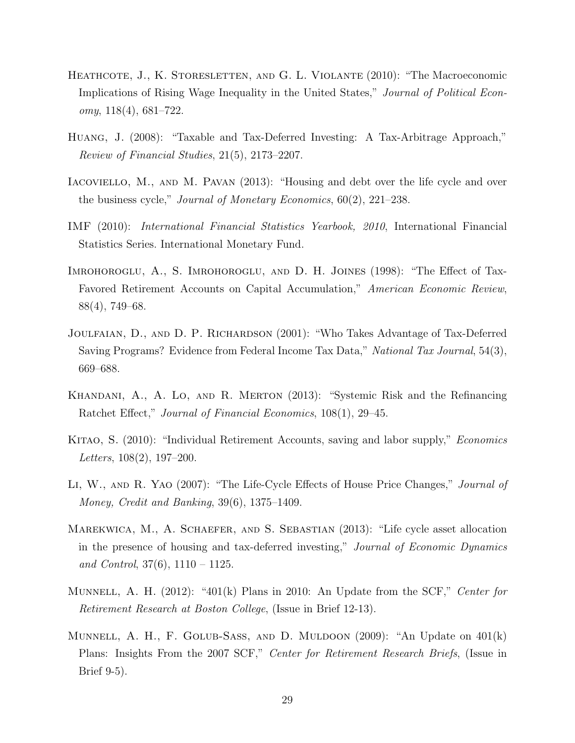Heathcote, J., K. Storesletten, and G. L. Violante (2010): "The Macroeconomic Implications of Rising Wage Inequality in the United States," *Journal of Political Economy*, 118(4), 681–722.

Huang, J. (2008): "Taxable and Tax-Deferred Investing: A Tax-Arbitrage Approach," *Review of Financial Studies*, 21(5), 2173–2207.

Iacoviello, M., and M. Pavan (2013): "Housing and debt over the life cycle and over the business cycle," *Journal of Monetary Economics*, 60(2), 221–238.

IMF (2010): *International Financial Statistics Yearbook, 2010*, International Financial Statistics Series. International Monetary Fund.

Imrohoroglu, A., S. Imrohoroglu, and D. H. Joines (1998): "The Effect of Tax-Favored Retirement Accounts on Capital Accumulation," *American Economic Review*, 88(4), 749–68.

Joulfaian, D., and D. P. Richardson (2001): "Who Takes Advantage of Tax-Deferred Saving Programs? Evidence from Federal Income Tax Data," *National Tax Journal*, 54(3), 669–688.

Khandani, A., A. Lo, and R. Merton (2013): "Systemic Risk and the Refinancing Ratchet Effect," *Journal of Financial Economics*, 108(1), 29–45.

Kitao, S. (2010): "Individual Retirement Accounts, saving and labor supply," *Economics Letters*, 108(2), 197–200.

Li, W., and R. Yao (2007): "The Life-Cycle Effects of House Price Changes," *Journal of Money, Credit and Banking*, 39(6), 1375–1409.

Marekwica, M., A. Schaefer, and S. Sebastian (2013): "Life cycle asset allocation in the presence of housing and tax-deferred investing," *Journal of Economic Dynamics and Control*, 37(6), 1110 – 1125.

Munnell, A. H. (2012): "401(k) Plans in 2010: An Update from the SCF," *Center for Retirement Research at Boston College*, (Issue in Brief 12-13).

Munnell, A. H., F. Golub-Sass, and D. Muldoon (2009): "An Update on 401(k) Plans: Insights From the 2007 SCF," *Center for Retirement Research Briefs*, (Issue in Brief 9-5).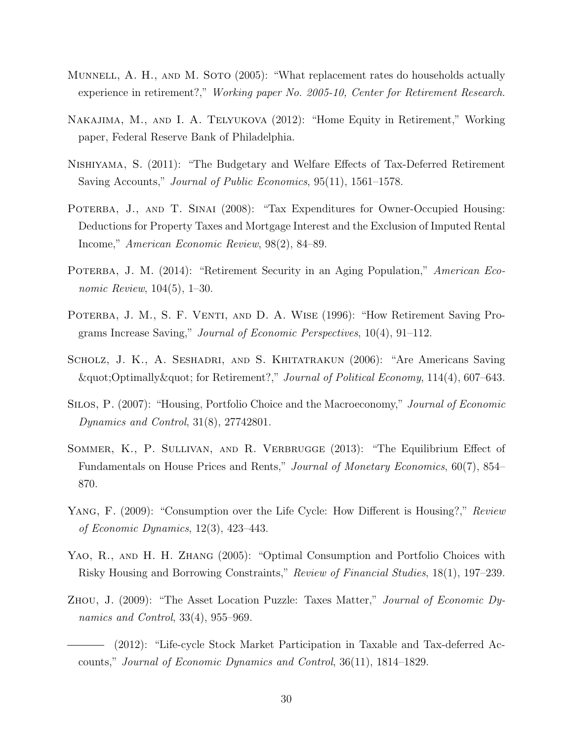Munnell, A. H., and M. Soto (2005): "What replacement rates do households actually experience in retirement?," *Working paper No. 2005-10, Center for Retirement Research.*

Nakajima, M., and I. A. Telyukova (2012): "Home Equity in Retirement," Working paper, Federal Reserve Bank of Philadelphia.

Nishiyama, S. (2011): "The Budgetary and Welfare Effects of Tax-Deferred Retirement Saving Accounts," *Journal of Public Economics*, 95(11), 1561–1578.

Poterba, J., and T. Sinai (2008): "Tax Expenditures for Owner-Occupied Housing: Deductions for Property Taxes and Mortgage Interest and the Exclusion of Imputed Rental Income," *American Economic Review*, 98(2), 84–89.

Poterba, J. M. (2014): "Retirement Security in an Aging Population," *American Economic Review*, 104(5), 1–30.

Poterba, J. M., S. F. Venti, and D. A. Wise (1996): "How Retirement Saving Programs Increase Saving," *Journal of Economic Perspectives*, 10(4), 91–112.

Scholz, J. K., A. Seshadri, and S. Khitatrakun (2006): "Are Americans Saving &quot;Optimally&quot; for Retirement?," *Journal of Political Economy*, 114(4), 607–643.

Silos, P. (2007): "Housing, Portfolio Choice and the Macroeconomy," *Journal of Economic Dynamics and Control*, 31(8), 27742801.

Sommer, K., P. Sullivan, and R. Verbrugge (2013): "The Equilibrium Effect of Fundamentals on House Prices and Rents," *Journal of Monetary Economics*, 60(7), 854–870.

Yang, F. (2009): "Consumption over the Life Cycle: How Different is Housing?," *Review of Economic Dynamics*, 12(3), 423–443.

Yao, R., and H. H. Zhang (2005): "Optimal Consumption and Portfolio Choices with Risky Housing and Borrowing Constraints," *Review of Financial Studies*, 18(1), 197–239.

Zhou, J. (2009): "The Asset Location Puzzle: Taxes Matter," *Journal of Economic Dynamics and Control*, 33(4), 955–969.

——— (2012): "Life-cycle Stock Market Participation in Taxable and Tax-deferred Accounts," *Journal of Economic Dynamics and Control*, 36(11), 1814–1829.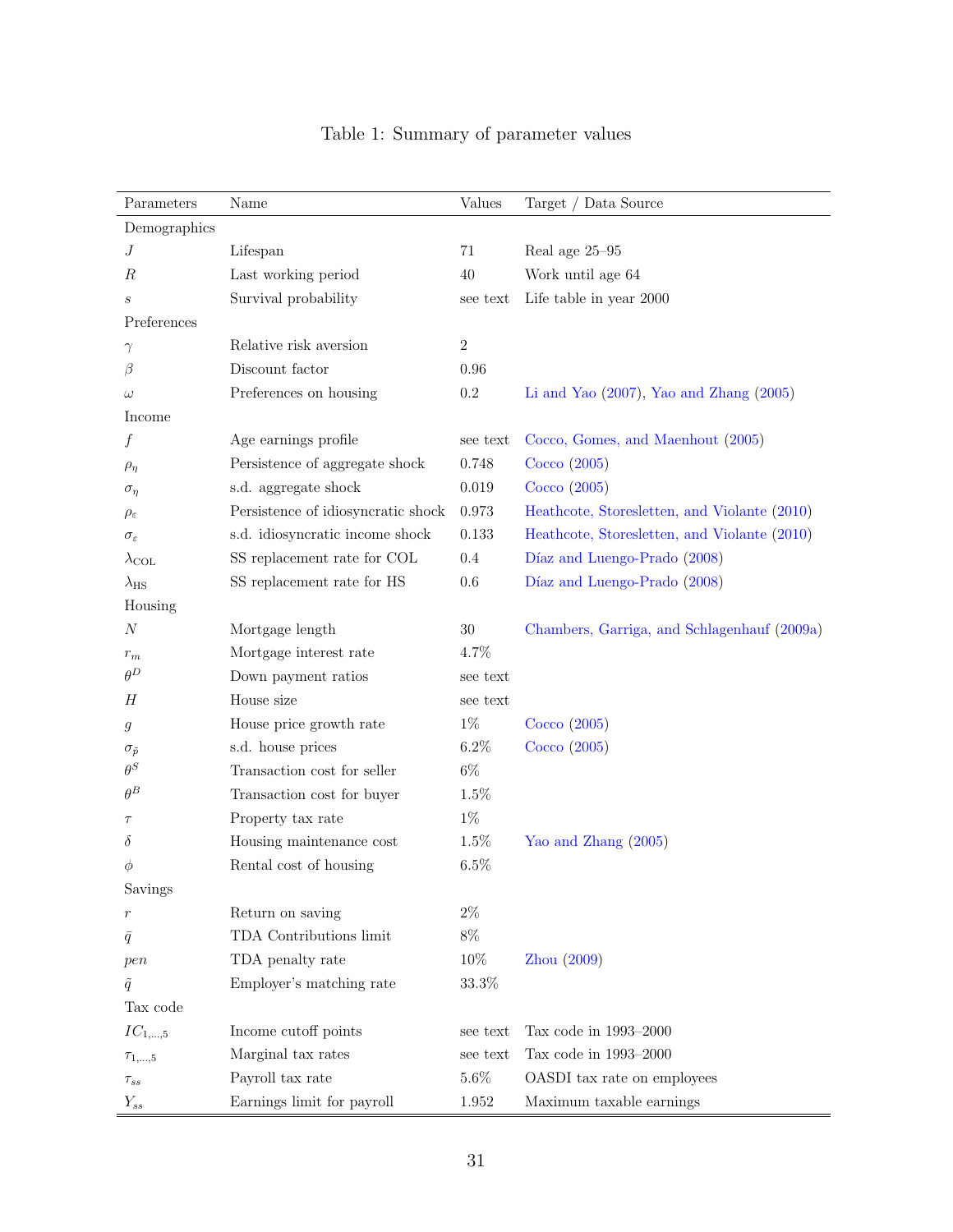Table 1: Summary of parameter values

| Parameters | Name | Values | Target / Data Source |
|---|---|---|---|
| Demographics | | | |
| $J$ | Lifespan | 71 | Real age 25–95 |
| $R$ | Last working period | 40 | Work until age 64 |
| $s$ | Survival probability | see text | Life table in year 2000 |
| Preferences | | | |
| $\gamma$ | Relative risk aversion | 2 | |
| $\beta$ | Discount factor | 0.96 | |
| $\omega$ | Preferences on housing | 0.2 | Li and Yao (2007), Yao and Zhang (2005) |
| Income | | | |
| $f$ | Age earnings profile | see text | Cocco, Gomes, and Maenhout (2005) |
| $\rho_\eta$ | Persistence of aggregate shock | 0.748 | Cocco (2005) |
| $\sigma_\eta$ | s.d. aggregate shock | 0.019 | Cocco (2005) |
| $\rho_\varepsilon$ | Persistence of idiosyncratic shock | 0.973 | Heathcote, Storesletten, and Violante (2010) |
| $\sigma_\varepsilon$ | s.d. idiosyncratic income shock | 0.133 | Heathcote, Storesletten, and Violante (2010) |
| $\lambda_{\text{COL}}$ | SS replacement rate for COL | 0.4 | Díaz and Luengo-Prado (2008) |
| $\lambda_{\text{HS}}$ | SS replacement rate for HS | 0.6 | Díaz and Luengo-Prado (2008) |
| Housing | | | |
| $N$ | Mortgage length | 30 | Chambers, Garriga, and Schlagenhauf (2009a) |
| $r_m$ | Mortgage interest rate | 4.7% | |
| $\theta^D$ | Down payment ratios | see text | |
| $H$ | House size | see text | |
| $g$ | House price growth rate | 1% | Cocco (2005) |
| $\sigma_{\tilde{p}}$ | s.d. house prices | 6.2% | Cocco (2005) |
| $\theta^S$ | Transaction cost for seller | 6% | |
| $\theta^B$ | Transaction cost for buyer | 1.5% | |
| $\tau$ | Property tax rate | 1% | |
| $\delta$ | Housing maintenance cost | 1.5% | Yao and Zhang (2005) |
| $\phi$ | Rental cost of housing | 6.5% | |
| Savings | | | |
| $r$ | Return on saving | 2% | |
| $\bar{q}$ | TDA Contributions limit | 8% | |
| $pen$ | TDA penalty rate | 10% | Zhou (2009) |
| $\tilde{q}$ | Employer's matching rate | 33.3% | |
| Tax code | | | |
| $IC_{1,\ldots,5}$ | Income cutoff points | see text | Tax code in 1993–2000 |
| $\tau_{1,\ldots,5}$ | Marginal tax rates | see text | Tax code in 1993–2000 |
| $\tau_{ss}$ | Payroll tax rate | 5.6% | OASDI tax rate on employees |
| $Y_{ss}$ | Earnings limit for payroll | 1.952 | Maximum taxable earnings |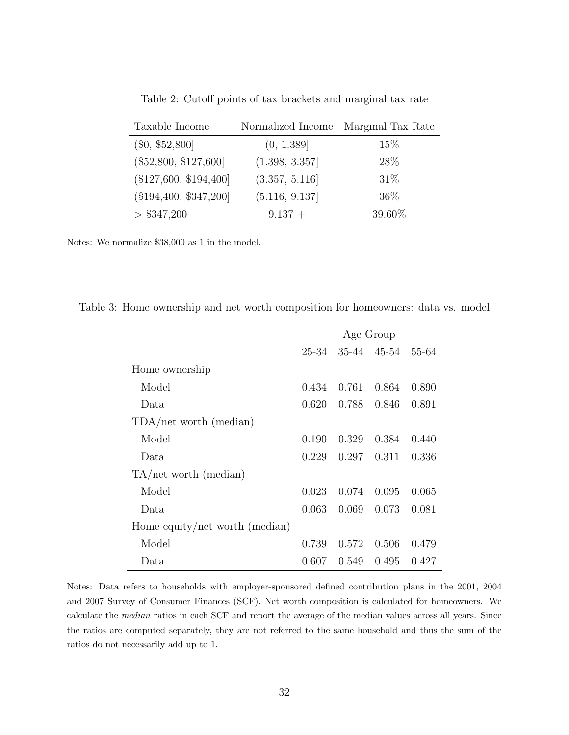Table 2: Cutoff points of tax brackets and marginal tax rate

| Taxable Income | Normalized Income | Marginal Tax Rate |
|---|---|---|
| ($0, $52,800] | (0, 1.389] | 15% |
| ($52,800, $127,600] | (1.398, 3.357] | 28% |
| ($127,600, $194,400] | (3.357, 5.116] | 31% |
| ($194,400, $347,200] | (5.116, 9.137] | 36% |
| > $347,200 | 9.137 + | 39.60% |

Notes: We normalize $38,000 as 1 in the model.

Table 3: Home ownership and net worth composition for homeowners: data vs. model

| | Age Group | | | |
|---|---|---|---|---|
| | 25-34 | 35-44 | 45-54 | 55-64 |
| Home ownership | | | | |
| Model | 0.434 | 0.761 | 0.864 | 0.890 |
| Data | 0.620 | 0.788 | 0.846 | 0.891 |
| TDA/net worth (median) | | | | |
| Model | 0.190 | 0.329 | 0.384 | 0.440 |
| Data | 0.229 | 0.297 | 0.311 | 0.336 |
| TA/net worth (median) | | | | |
| Model | 0.023 | 0.074 | 0.095 | 0.065 |
| Data | 0.063 | 0.069 | 0.073 | 0.081 |
| Home equity/net worth (median) | | | | |
| Model | 0.739 | 0.572 | 0.506 | 0.479 |
| Data | 0.607 | 0.549 | 0.495 | 0.427 |

Notes: Data refers to households with employer-sponsored defined contribution plans in the 2001, 2004 and 2007 Survey of Consumer Finances (SCF). Net worth composition is calculated for homeowners. We calculate the *median* ratios in each SCF and report the average of the median values across all years. Since the ratios are computed separately, they are not referred to the same household and thus the sum of the ratios do not necessarily add up to 1.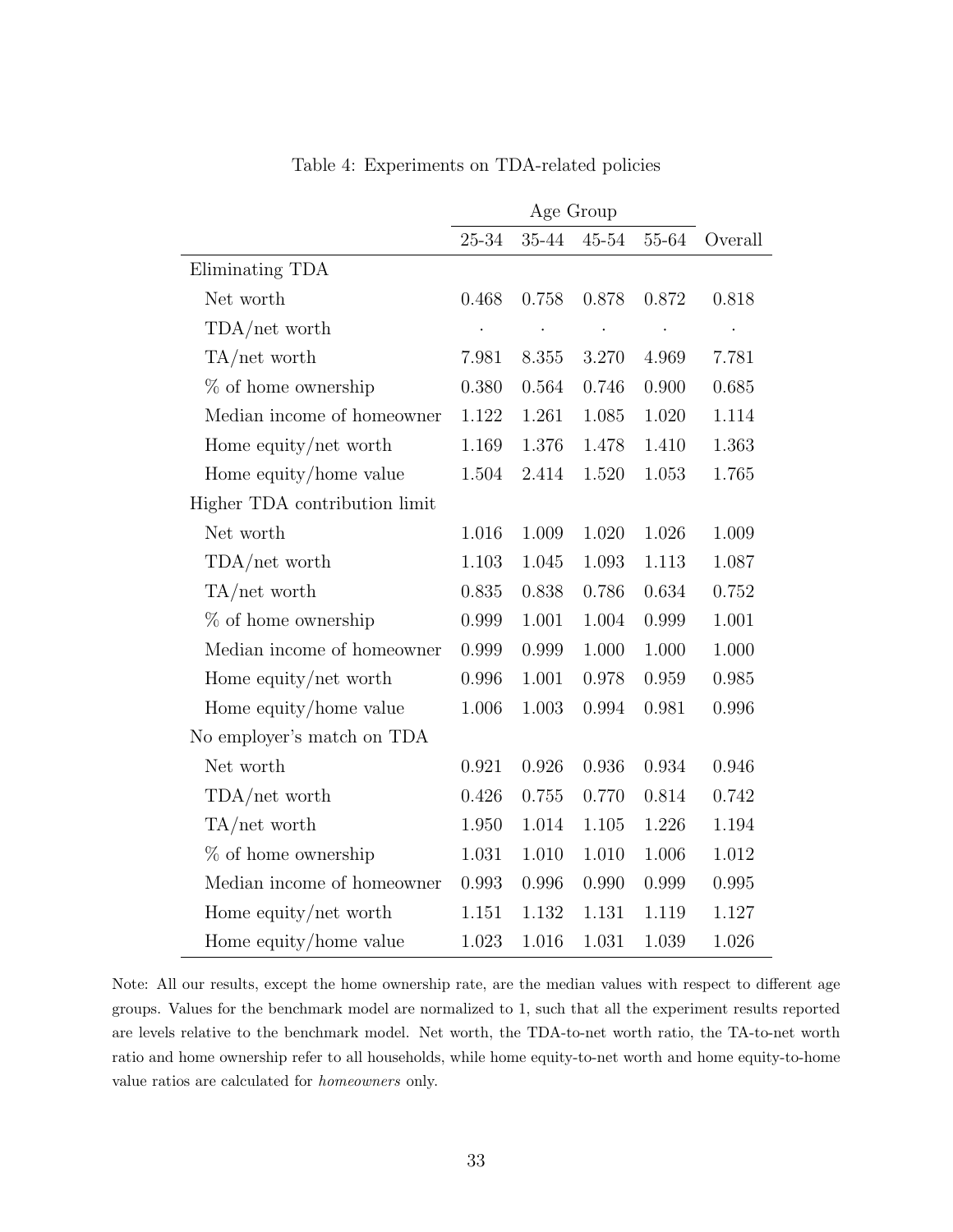Table 4: Experiments on TDA-related policies

| | Age Group | | | | |
|---|---|---|---|---|---|
| | 25-34 | 35-44 | 45-54 | 55-64 | Overall |
| Eliminating TDA | | | | | |
| Net worth | 0.468 | 0.758 | 0.878 | 0.872 | 0.818 |
| TDA/net worth | . | . | . | . | . |
| TA/net worth | 7.981 | 8.355 | 3.270 | 4.969 | 7.781 |
| % of home ownership | 0.380 | 0.564 | 0.746 | 0.900 | 0.685 |
| Median income of homeowner | 1.122 | 1.261 | 1.085 | 1.020 | 1.114 |
| Home equity/net worth | 1.169 | 1.376 | 1.478 | 1.410 | 1.363 |
| Home equity/home value | 1.504 | 2.414 | 1.520 | 1.053 | 1.765 |
| Higher TDA contribution limit | | | | | |
| Net worth | 1.016 | 1.009 | 1.020 | 1.026 | 1.009 |
| TDA/net worth | 1.103 | 1.045 | 1.093 | 1.113 | 1.087 |
| TA/net worth | 0.835 | 0.838 | 0.786 | 0.634 | 0.752 |
| % of home ownership | 0.999 | 1.001 | 1.004 | 0.999 | 1.001 |
| Median income of homeowner | 0.999 | 0.999 | 1.000 | 1.000 | 1.000 |
| Home equity/net worth | 0.996 | 1.001 | 0.978 | 0.959 | 0.985 |
| Home equity/home value | 1.006 | 1.003 | 0.994 | 0.981 | 0.996 |
| No employer's match on TDA | | | | | |
| Net worth | 0.921 | 0.926 | 0.936 | 0.934 | 0.946 |
| TDA/net worth | 0.426 | 0.755 | 0.770 | 0.814 | 0.742 |
| TA/net worth | 1.950 | 1.014 | 1.105 | 1.226 | 1.194 |
| % of home ownership | 1.031 | 1.010 | 1.010 | 1.006 | 1.012 |
| Median income of homeowner | 0.993 | 0.996 | 0.990 | 0.999 | 0.995 |
| Home equity/net worth | 1.151 | 1.132 | 1.131 | 1.119 | 1.127 |
| Home equity/home value | 1.023 | 1.016 | 1.031 | 1.039 | 1.026 |

Note: All our results, except the home ownership rate, are the median values with respect to different age groups. Values for the benchmark model are normalized to 1, such that all the experiment results reported are levels relative to the benchmark model. Net worth, the TDA-to-net worth ratio, the TA-to-net worth ratio and home ownership refer to all households, while home equity-to-net worth and home equity-to-home value ratios are calculated for *homeowners* only.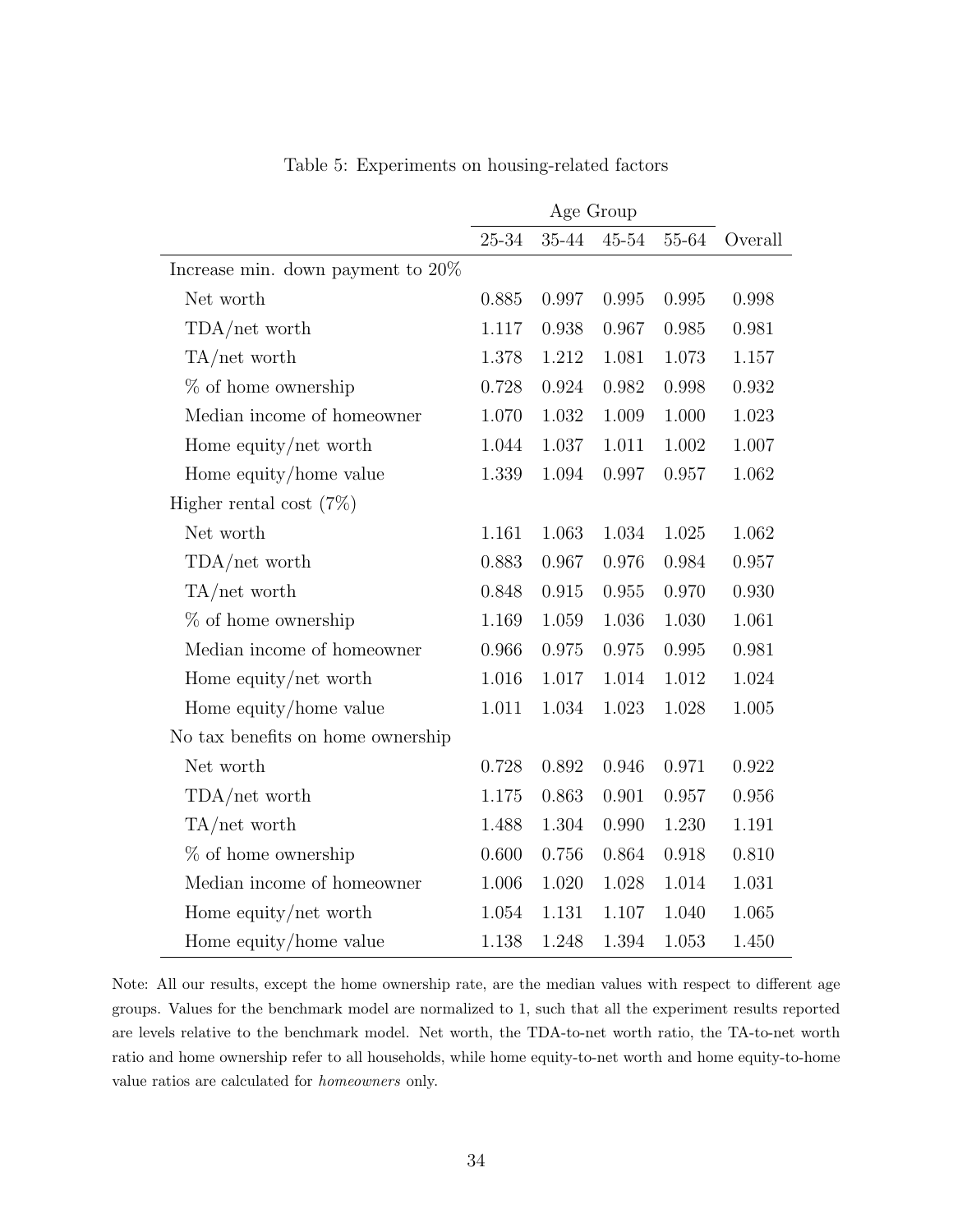Table 5: Experiments on housing-related factors

| | Age Group | | | | |
|---|---|---|---|---|---|
| | 25-34 | 35-44 | 45-54 | 55-64 | Overall |
| Increase min. down payment to 20% | | | | | |
| Net worth | 0.885 | 0.997 | 0.995 | 0.995 | 0.998 |
| TDA/net worth | 1.117 | 0.938 | 0.967 | 0.985 | 0.981 |
| TA/net worth | 1.378 | 1.212 | 1.081 | 1.073 | 1.157 |
| % of home ownership | 0.728 | 0.924 | 0.982 | 0.998 | 0.932 |
| Median income of homeowner | 1.070 | 1.032 | 1.009 | 1.000 | 1.023 |
| Home equity/net worth | 1.044 | 1.037 | 1.011 | 1.002 | 1.007 |
| Home equity/home value | 1.339 | 1.094 | 0.997 | 0.957 | 1.062 |
| Higher rental cost (7%) | | | | | |
| Net worth | 1.161 | 1.063 | 1.034 | 1.025 | 1.062 |
| TDA/net worth | 0.883 | 0.967 | 0.976 | 0.984 | 0.957 |
| TA/net worth | 0.848 | 0.915 | 0.955 | 0.970 | 0.930 |
| % of home ownership | 1.169 | 1.059 | 1.036 | 1.030 | 1.061 |
| Median income of homeowner | 0.966 | 0.975 | 0.975 | 0.995 | 0.981 |
| Home equity/net worth | 1.016 | 1.017 | 1.014 | 1.012 | 1.024 |
| Home equity/home value | 1.011 | 1.034 | 1.023 | 1.028 | 1.005 |
| No tax benefits on home ownership | | | | | |
| Net worth | 0.728 | 0.892 | 0.946 | 0.971 | 0.922 |
| TDA/net worth | 1.175 | 0.863 | 0.901 | 0.957 | 0.956 |
| TA/net worth | 1.488 | 1.304 | 0.990 | 1.230 | 1.191 |
| % of home ownership | 0.600 | 0.756 | 0.864 | 0.918 | 0.810 |
| Median income of homeowner | 1.006 | 1.020 | 1.028 | 1.014 | 1.031 |
| Home equity/net worth | 1.054 | 1.131 | 1.107 | 1.040 | 1.065 |
| Home equity/home value | 1.138 | 1.248 | 1.394 | 1.053 | 1.450 |

Note: All our results, except the home ownership rate, are the median values with respect to different age groups. Values for the benchmark model are normalized to 1, such that all the experiment results reported are levels relative to the benchmark model. Net worth, the TDA-to-net worth ratio, the TA-to-net worth ratio and home ownership refer to all households, while home equity-to-net worth and home equity-to-home value ratios are calculated for *homeowners* only.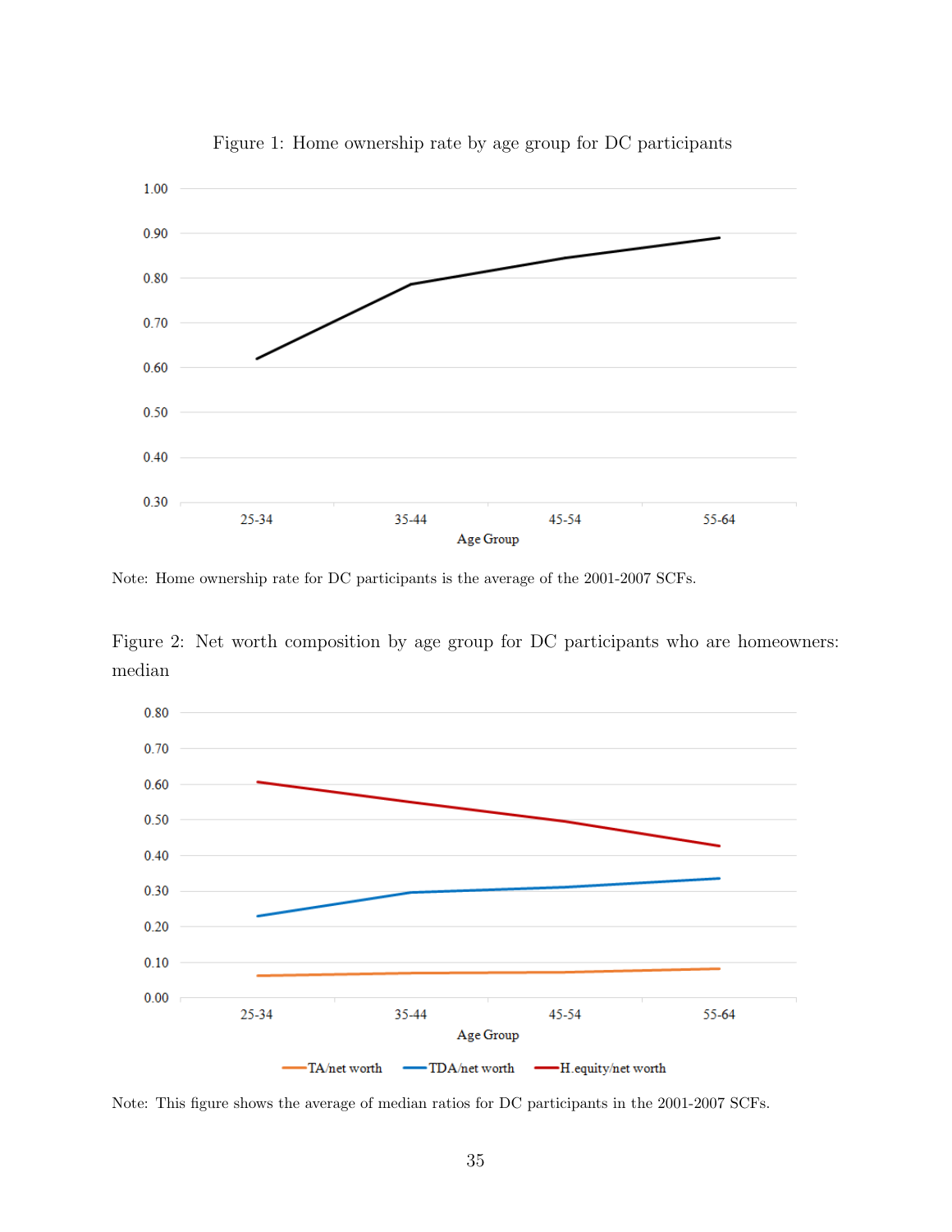Figure 1: Home ownership rate by age group for DC participants

Note: Home ownership rate for DC participants is the average of the 2001-2007 SCFs.

Figure 2: Net worth composition by age group for DC participants who are homeowners: median

Note: This figure shows the average of median ratios for DC participants in the 2001-2007 SCFs.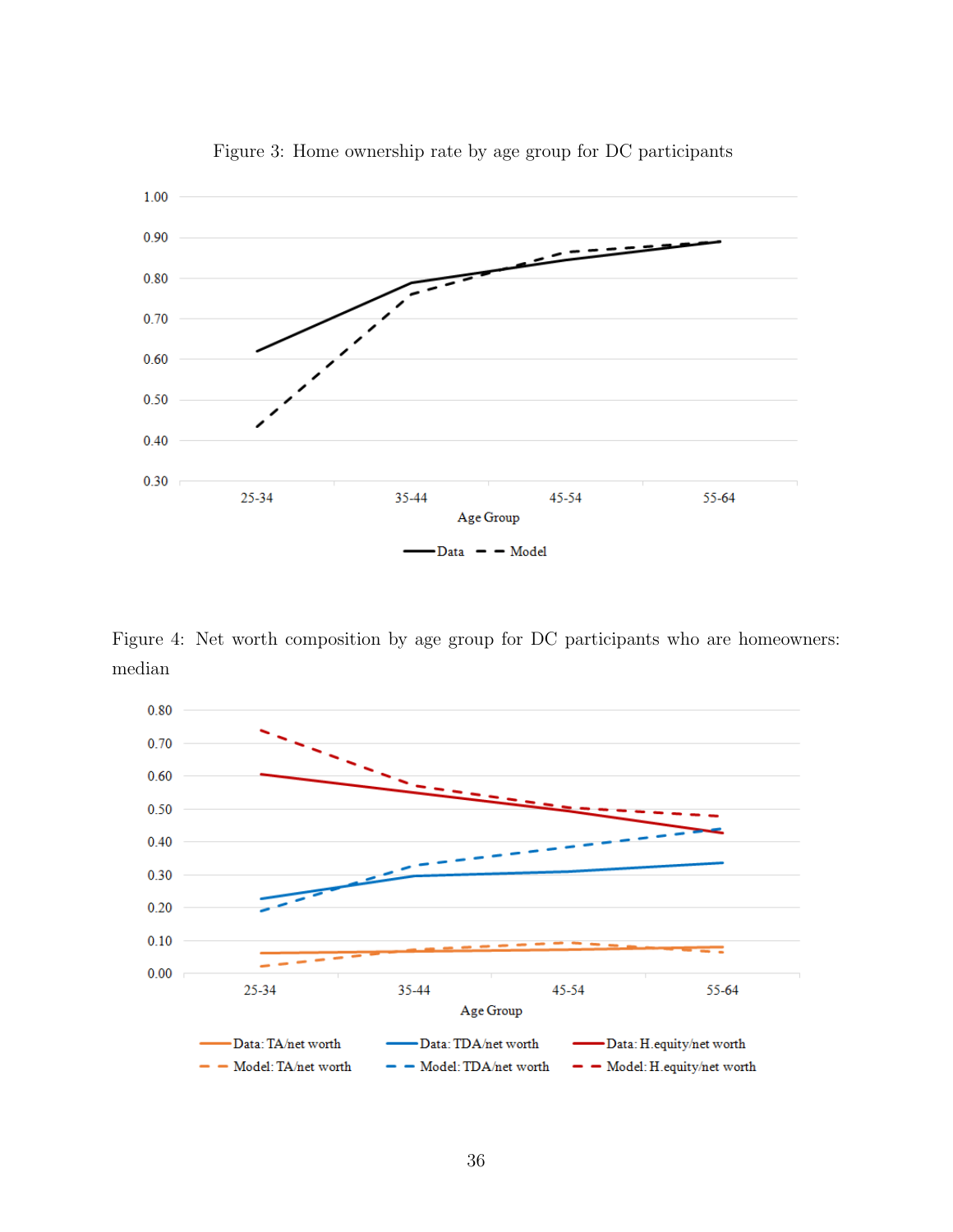Figure 3: Home ownership rate by age group for DC participants

1.00
0.90
0.80
0.70
0.60
0.50
0.40
0.30

25-34
35-44
45-54
55-64

Age Group

Data
Model

Figure 4: Net worth composition by age group for DC participants who are homeowners: median

0.80
0.70
0.60
0.50
0.40
0.30
0.20
0.10
0.00

25-34
35-44
45-54
55-64

Age Group

Data: TA/net worth
Model: TA/net worth
Data: TDA/net worth
Model: TDA/net worth
Data: H.equity/net worth
Model: H.equity/net worth